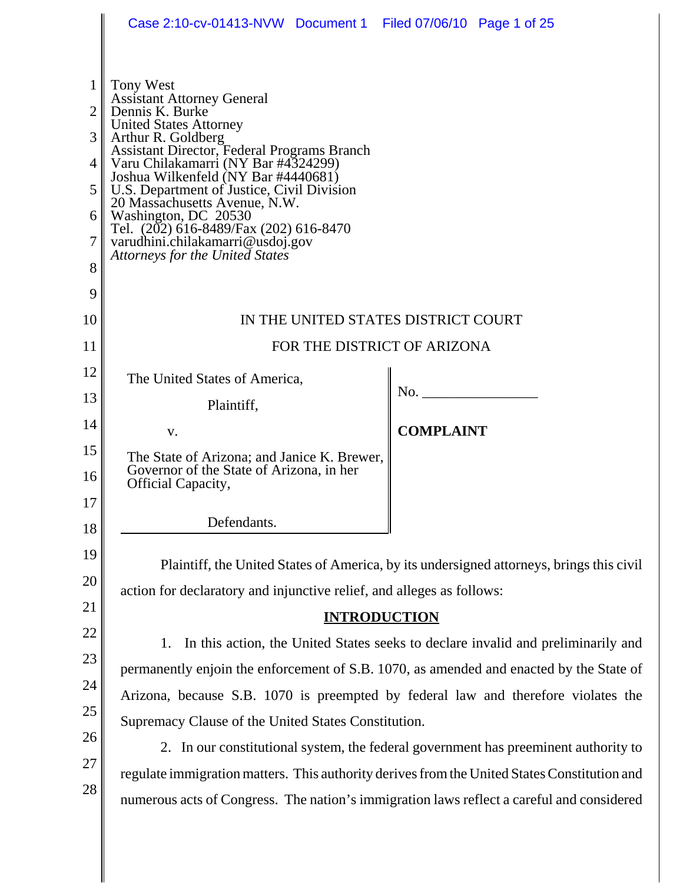Tony West
Assistant Attorney General
Dennis K. Burke
United States Attorney
Arthur R. Goldberg
Assistant Director, Federal Programs Branch
Varu Chilakamarri (NY Bar #4324299)
Joshua Wilkenfeld (NY Bar #4440681)
U.S. Department of Justice, Civil Division
20 Massachusetts Avenue, N.W.
Washington, DC 20530
Tel. (202) 616-8489/Fax (202) 616-8470
varudhini.chilakamarri@usdoj.gov
*Attorneys for the United States*

IN THE UNITED STATES DISTRICT COURT

FOR THE DISTRICT OF ARIZONA

| | |
|---|---|
| The United States of America,<br><br>Plaintiff,<br><br>v.<br><br>The State of Arizona; and Janice K. Brewer, Governor of the State of Arizona, in her Official Capacity,<br><br>Defendants. | No. \_\_\_\_\_\_\_\_\_\_\_\_\_\_\_<br><br>**COMPLAINT** |

Plaintiff, the United States of America, by its undersigned attorneys, brings this civil action for declaratory and injunctive relief, and alleges as follows:

**INTRODUCTION**

1. In this action, the United States seeks to declare invalid and preliminarily and permanently enjoin the enforcement of S.B. 1070, as amended and enacted by the State of Arizona, because S.B. 1070 is preempted by federal law and therefore violates the Supremacy Clause of the United States Constitution.

2. In our constitutional system, the federal government has preeminent authority to regulate immigration matters. This authority derives from the United States Constitution and numerous acts of Congress. The nation's immigration laws reflect a careful and considered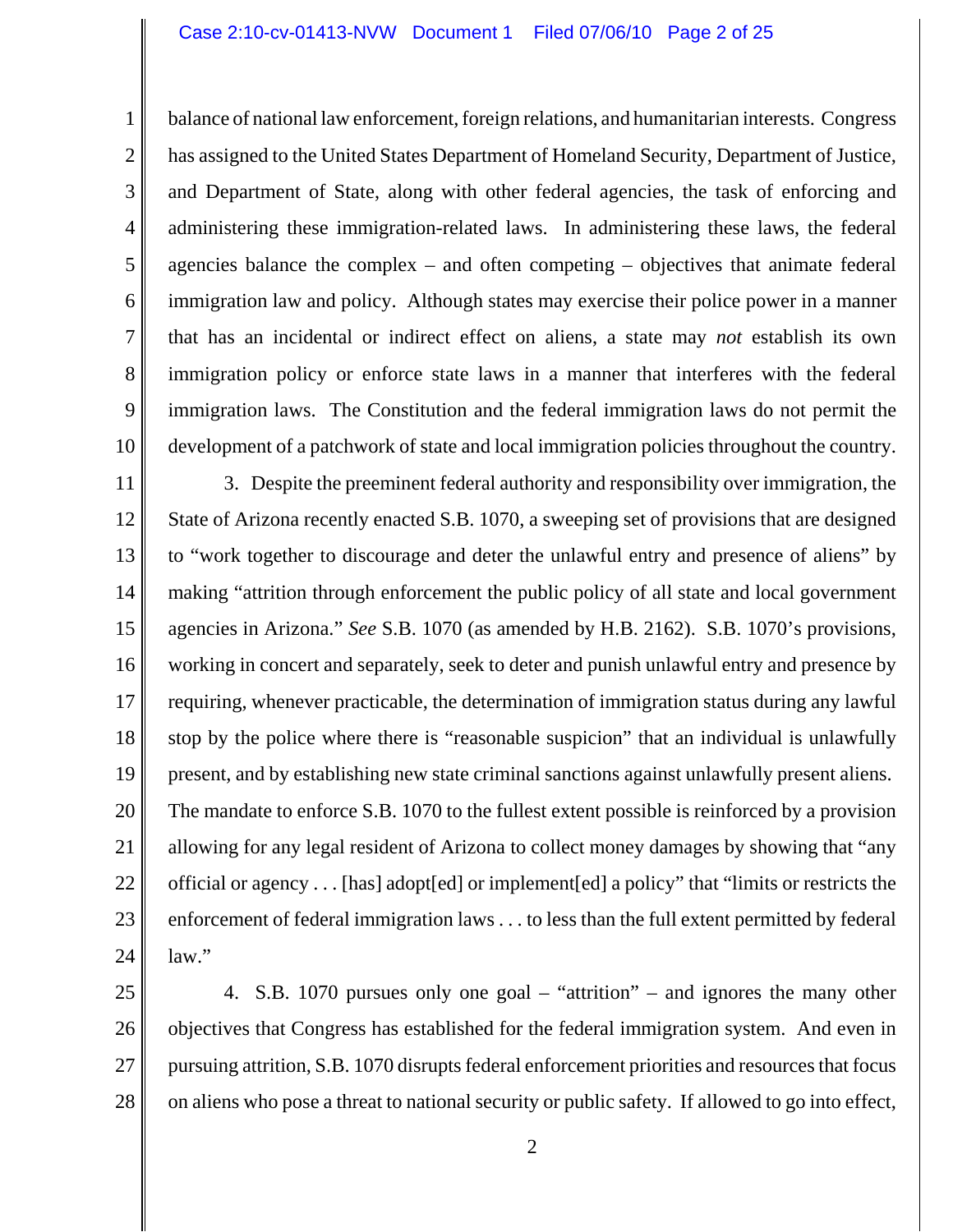balance of national law enforcement, foreign relations, and humanitarian interests. Congress has assigned to the United States Department of Homeland Security, Department of Justice, and Department of State, along with other federal agencies, the task of enforcing and administering these immigration-related laws. In administering these laws, the federal agencies balance the complex – and often competing – objectives that animate federal immigration law and policy. Although states may exercise their police power in a manner that has an incidental or indirect effect on aliens, a state may *not* establish its own immigration policy or enforce state laws in a manner that interferes with the federal immigration laws. The Constitution and the federal immigration laws do not permit the development of a patchwork of state and local immigration policies throughout the country.

3. Despite the preeminent federal authority and responsibility over immigration, the State of Arizona recently enacted S.B. 1070, a sweeping set of provisions that are designed to "work together to discourage and deter the unlawful entry and presence of aliens" by making "attrition through enforcement the public policy of all state and local government agencies in Arizona." *See* S.B. 1070 (as amended by H.B. 2162). S.B. 1070's provisions, working in concert and separately, seek to deter and punish unlawful entry and presence by requiring, whenever practicable, the determination of immigration status during any lawful stop by the police where there is "reasonable suspicion" that an individual is unlawfully present, and by establishing new state criminal sanctions against unlawfully present aliens. The mandate to enforce S.B. 1070 to the fullest extent possible is reinforced by a provision allowing for any legal resident of Arizona to collect money damages by showing that "any official or agency . . . [has] adopt[ed] or implement[ed] a policy" that "limits or restricts the enforcement of federal immigration laws . . . to less than the full extent permitted by federal law."

4. S.B. 1070 pursues only one goal – "attrition" – and ignores the many other objectives that Congress has established for the federal immigration system. And even in pursuing attrition, S.B. 1070 disrupts federal enforcement priorities and resources that focus on aliens who pose a threat to national security or public safety. If allowed to go into effect,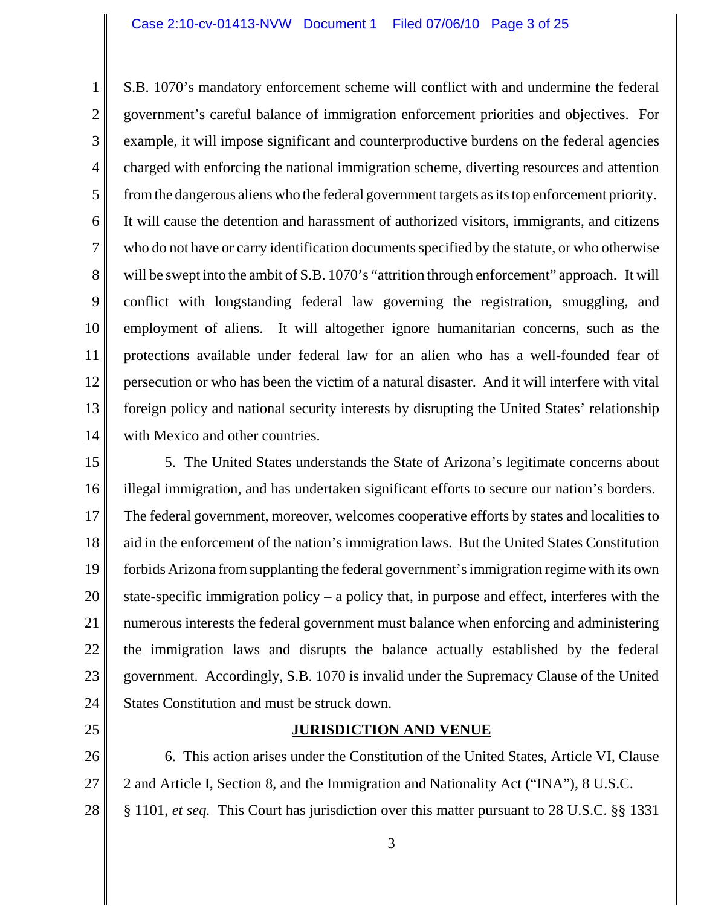S.B. 1070's mandatory enforcement scheme will conflict with and undermine the federal government's careful balance of immigration enforcement priorities and objectives. For example, it will impose significant and counterproductive burdens on the federal agencies charged with enforcing the national immigration scheme, diverting resources and attention from the dangerous aliens who the federal government targets as its top enforcement priority. It will cause the detention and harassment of authorized visitors, immigrants, and citizens who do not have or carry identification documents specified by the statute, or who otherwise will be swept into the ambit of S.B. 1070's "attrition through enforcement" approach. It will conflict with longstanding federal law governing the registration, smuggling, and employment of aliens. It will altogether ignore humanitarian concerns, such as the protections available under federal law for an alien who has a well-founded fear of persecution or who has been the victim of a natural disaster. And it will interfere with vital foreign policy and national security interests by disrupting the United States' relationship with Mexico and other countries.

5. The United States understands the State of Arizona's legitimate concerns about illegal immigration, and has undertaken significant efforts to secure our nation's borders. The federal government, moreover, welcomes cooperative efforts by states and localities to aid in the enforcement of the nation's immigration laws. But the United States Constitution forbids Arizona from supplanting the federal government's immigration regime with its own state-specific immigration policy – a policy that, in purpose and effect, interferes with the numerous interests the federal government must balance when enforcing and administering the immigration laws and disrupts the balance actually established by the federal government. Accordingly, S.B. 1070 is invalid under the Supremacy Clause of the United States Constitution and must be struck down.

## **JURISDICTION AND VENUE**

6. This action arises under the Constitution of the United States, Article VI, Clause 2 and Article I, Section 8, and the Immigration and Nationality Act ("INA"), 8 U.S.C. § 1101, *et seq.* This Court has jurisdiction over this matter pursuant to 28 U.S.C. §§ 1331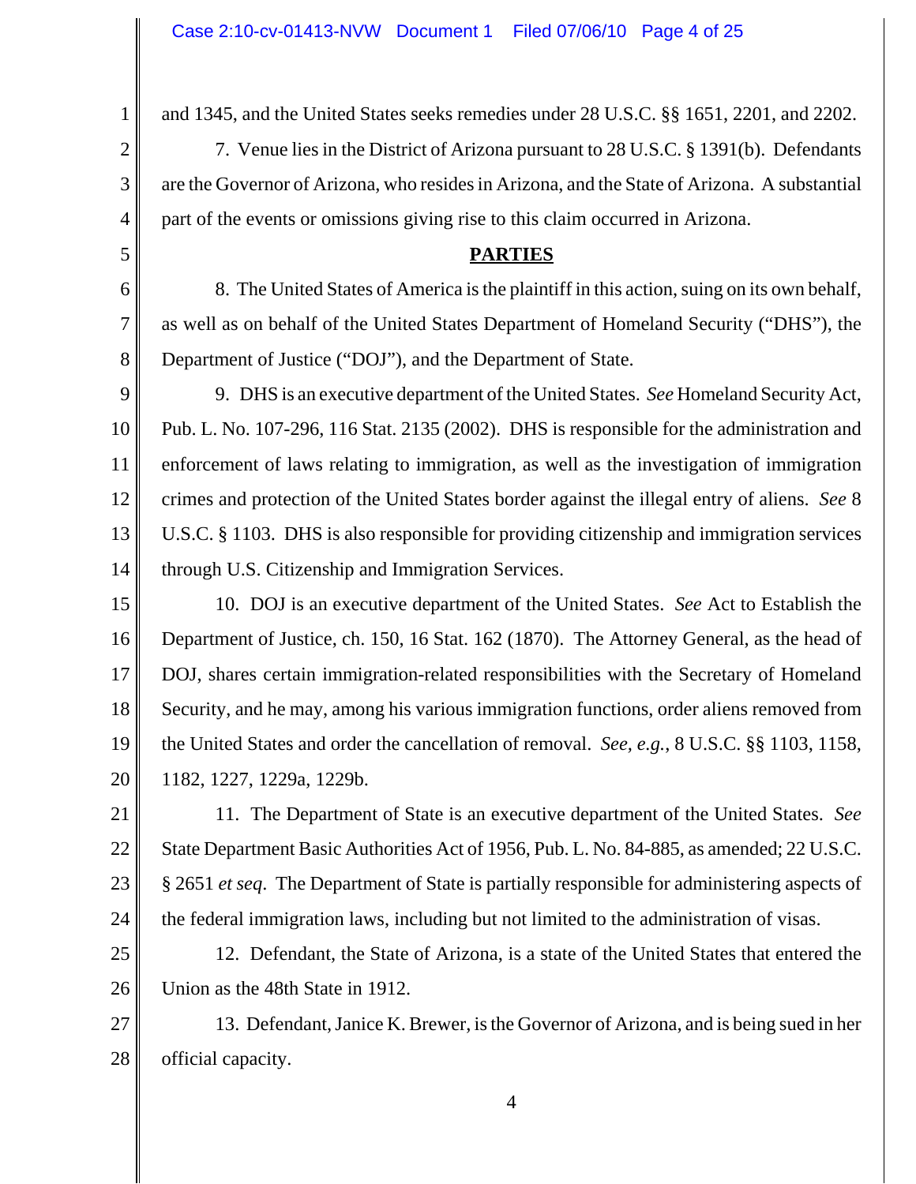and 1345, and the United States seeks remedies under 28 U.S.C. §§ 1651, 2201, and 2202.

7. Venue lies in the District of Arizona pursuant to 28 U.S.C. § 1391(b). Defendants are the Governor of Arizona, who resides in Arizona, and the State of Arizona. A substantial part of the events or omissions giving rise to this claim occurred in Arizona.

## PARTIES

8. The United States of America is the plaintiff in this action, suing on its own behalf, as well as on behalf of the United States Department of Homeland Security ("DHS"), the Department of Justice ("DOJ"), and the Department of State.

9. DHS is an executive department of the United States. *See* Homeland Security Act, Pub. L. No. 107-296, 116 Stat. 2135 (2002). DHS is responsible for the administration and enforcement of laws relating to immigration, as well as the investigation of immigration crimes and protection of the United States border against the illegal entry of aliens. *See* 8 U.S.C. § 1103. DHS is also responsible for providing citizenship and immigration services through U.S. Citizenship and Immigration Services.

10. DOJ is an executive department of the United States. *See* Act to Establish the Department of Justice, ch. 150, 16 Stat. 162 (1870). The Attorney General, as the head of DOJ, shares certain immigration-related responsibilities with the Secretary of Homeland Security, and he may, among his various immigration functions, order aliens removed from the United States and order the cancellation of removal. *See, e.g.*, 8 U.S.C. §§ 1103, 1158, 1182, 1227, 1229a, 1229b.

11. The Department of State is an executive department of the United States. *See* State Department Basic Authorities Act of 1956, Pub. L. No. 84-885, as amended; 22 U.S.C. § 2651 *et seq*. The Department of State is partially responsible for administering aspects of the federal immigration laws, including but not limited to the administration of visas.

12. Defendant, the State of Arizona, is a state of the United States that entered the Union as the 48th State in 1912.

13. Defendant, Janice K. Brewer, is the Governor of Arizona, and is being sued in her official capacity.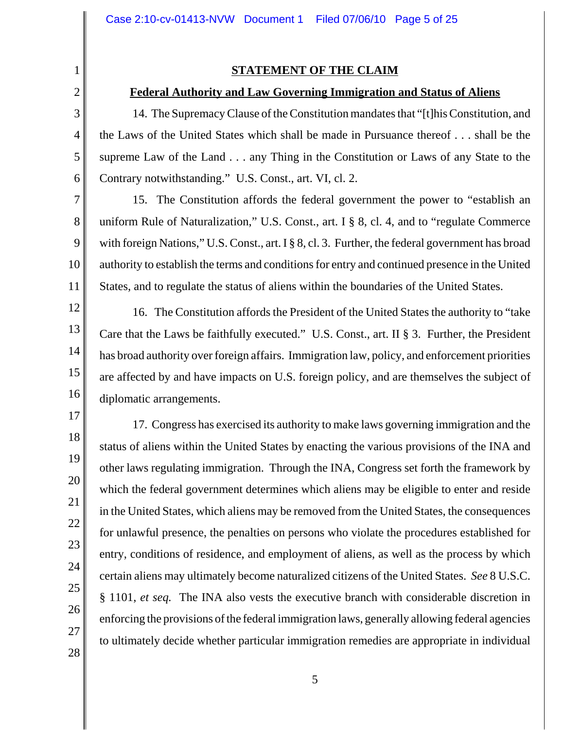## STATEMENT OF THE CLAIM

### Federal Authority and Law Governing Immigration and Status of Aliens

14. The Supremacy Clause of the Constitution mandates that "[t]his Constitution, and the Laws of the United States which shall be made in Pursuance thereof . . . shall be the supreme Law of the Land . . . any Thing in the Constitution or Laws of any State to the Contrary notwithstanding." U.S. Const., art. VI, cl. 2.

15. The Constitution affords the federal government the power to "establish an uniform Rule of Naturalization," U.S. Const., art. I § 8, cl. 4, and to "regulate Commerce with foreign Nations," U.S. Const., art. I § 8, cl. 3. Further, the federal government has broad authority to establish the terms and conditions for entry and continued presence in the United States, and to regulate the status of aliens within the boundaries of the United States.

16. The Constitution affords the President of the United States the authority to "take Care that the Laws be faithfully executed." U.S. Const., art. II § 3. Further, the President has broad authority over foreign affairs. Immigration law, policy, and enforcement priorities are affected by and have impacts on U.S. foreign policy, and are themselves the subject of diplomatic arrangements.

17. Congress has exercised its authority to make laws governing immigration and the status of aliens within the United States by enacting the various provisions of the INA and other laws regulating immigration. Through the INA, Congress set forth the framework by which the federal government determines which aliens may be eligible to enter and reside in the United States, which aliens may be removed from the United States, the consequences for unlawful presence, the penalties on persons who violate the procedures established for entry, conditions of residence, and employment of aliens, as well as the process by which certain aliens may ultimately become naturalized citizens of the United States. *See* 8 U.S.C. § 1101, *et seq.* The INA also vests the executive branch with considerable discretion in enforcing the provisions of the federal immigration laws, generally allowing federal agencies to ultimately decide whether particular immigration remedies are appropriate in individual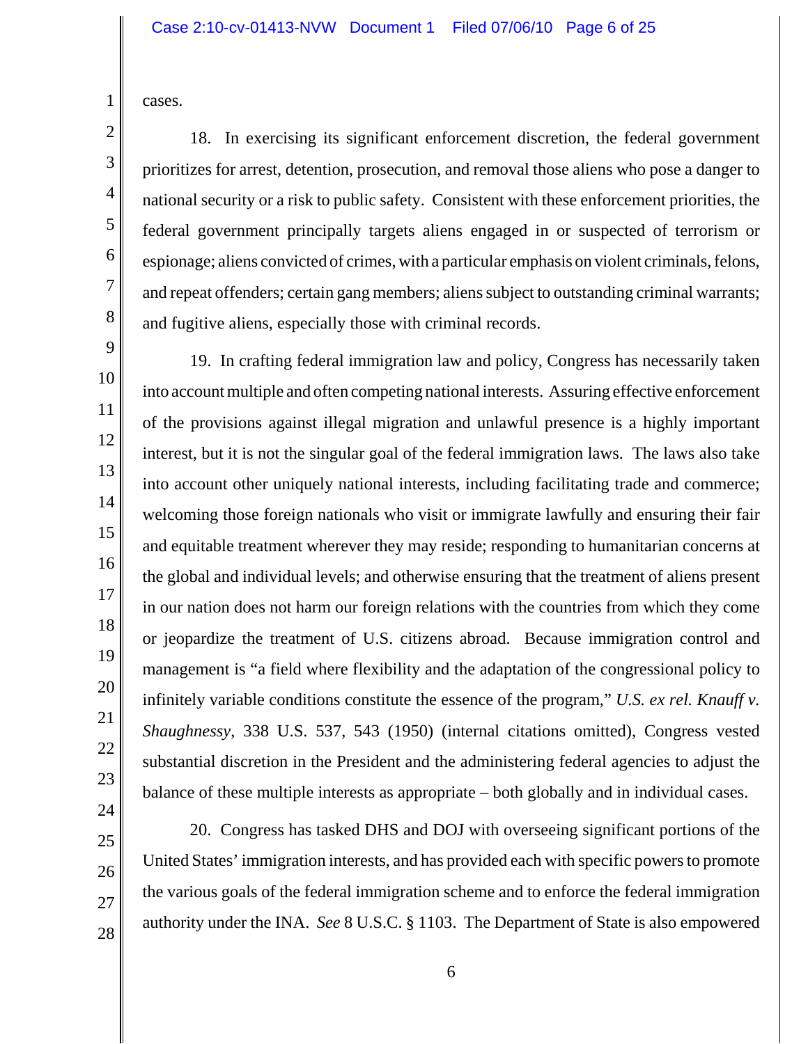cases.

18. In exercising its significant enforcement discretion, the federal government prioritizes for arrest, detention, prosecution, and removal those aliens who pose a danger to national security or a risk to public safety. Consistent with these enforcement priorities, the federal government principally targets aliens engaged in or suspected of terrorism or espionage; aliens convicted of crimes, with a particular emphasis on violent criminals, felons, and repeat offenders; certain gang members; aliens subject to outstanding criminal warrants; and fugitive aliens, especially those with criminal records.

19. In crafting federal immigration law and policy, Congress has necessarily taken into account multiple and often competing national interests. Assuring effective enforcement of the provisions against illegal migration and unlawful presence is a highly important interest, but it is not the singular goal of the federal immigration laws. The laws also take into account other uniquely national interests, including facilitating trade and commerce; welcoming those foreign nationals who visit or immigrate lawfully and ensuring their fair and equitable treatment wherever they may reside; responding to humanitarian concerns at the global and individual levels; and otherwise ensuring that the treatment of aliens present in our nation does not harm our foreign relations with the countries from which they come or jeopardize the treatment of U.S. citizens abroad. Because immigration control and management is "a field where flexibility and the adaptation of the congressional policy to infinitely variable conditions constitute the essence of the program," *U.S. ex rel. Knauff v. Shaughnessy*, 338 U.S. 537, 543 (1950) (internal citations omitted), Congress vested substantial discretion in the President and the administering federal agencies to adjust the balance of these multiple interests as appropriate – both globally and in individual cases.

20. Congress has tasked DHS and DOJ with overseeing significant portions of the United States' immigration interests, and has provided each with specific powers to promote the various goals of the federal immigration scheme and to enforce the federal immigration authority under the INA. *See* 8 U.S.C. § 1103. The Department of State is also empowered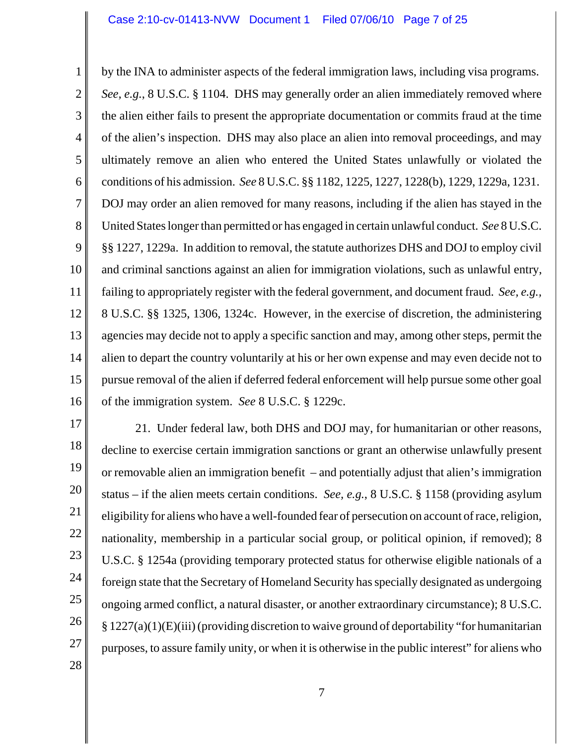by the INA to administer aspects of the federal immigration laws, including visa programs. *See, e.g.*, 8 U.S.C. § 1104. DHS may generally order an alien immediately removed where the alien either fails to present the appropriate documentation or commits fraud at the time of the alien's inspection. DHS may also place an alien into removal proceedings, and may ultimately remove an alien who entered the United States unlawfully or violated the conditions of his admission. *See* 8 U.S.C. §§ 1182, 1225, 1227, 1228(b), 1229, 1229a, 1231. DOJ may order an alien removed for many reasons, including if the alien has stayed in the United States longer than permitted or has engaged in certain unlawful conduct. *See* 8 U.S.C. §§ 1227, 1229a. In addition to removal, the statute authorizes DHS and DOJ to employ civil and criminal sanctions against an alien for immigration violations, such as unlawful entry, failing to appropriately register with the federal government, and document fraud. *See, e.g.*, 8 U.S.C. §§ 1325, 1306, 1324c. However, in the exercise of discretion, the administering agencies may decide not to apply a specific sanction and may, among other steps, permit the alien to depart the country voluntarily at his or her own expense and may even decide not to pursue removal of the alien if deferred federal enforcement will help pursue some other goal of the immigration system. *See* 8 U.S.C. § 1229c.

21. Under federal law, both DHS and DOJ may, for humanitarian or other reasons, decline to exercise certain immigration sanctions or grant an otherwise unlawfully present or removable alien an immigration benefit – and potentially adjust that alien's immigration status – if the alien meets certain conditions. *See, e.g.*, 8 U.S.C. § 1158 (providing asylum eligibility for aliens who have a well-founded fear of persecution on account of race, religion, nationality, membership in a particular social group, or political opinion, if removed); 8 U.S.C. § 1254a (providing temporary protected status for otherwise eligible nationals of a foreign state that the Secretary of Homeland Security has specially designated as undergoing ongoing armed conflict, a natural disaster, or another extraordinary circumstance); 8 U.S.C. § 1227(a)(1)(E)(iii) (providing discretion to waive ground of deportability "for humanitarian purposes, to assure family unity, or when it is otherwise in the public interest" for aliens who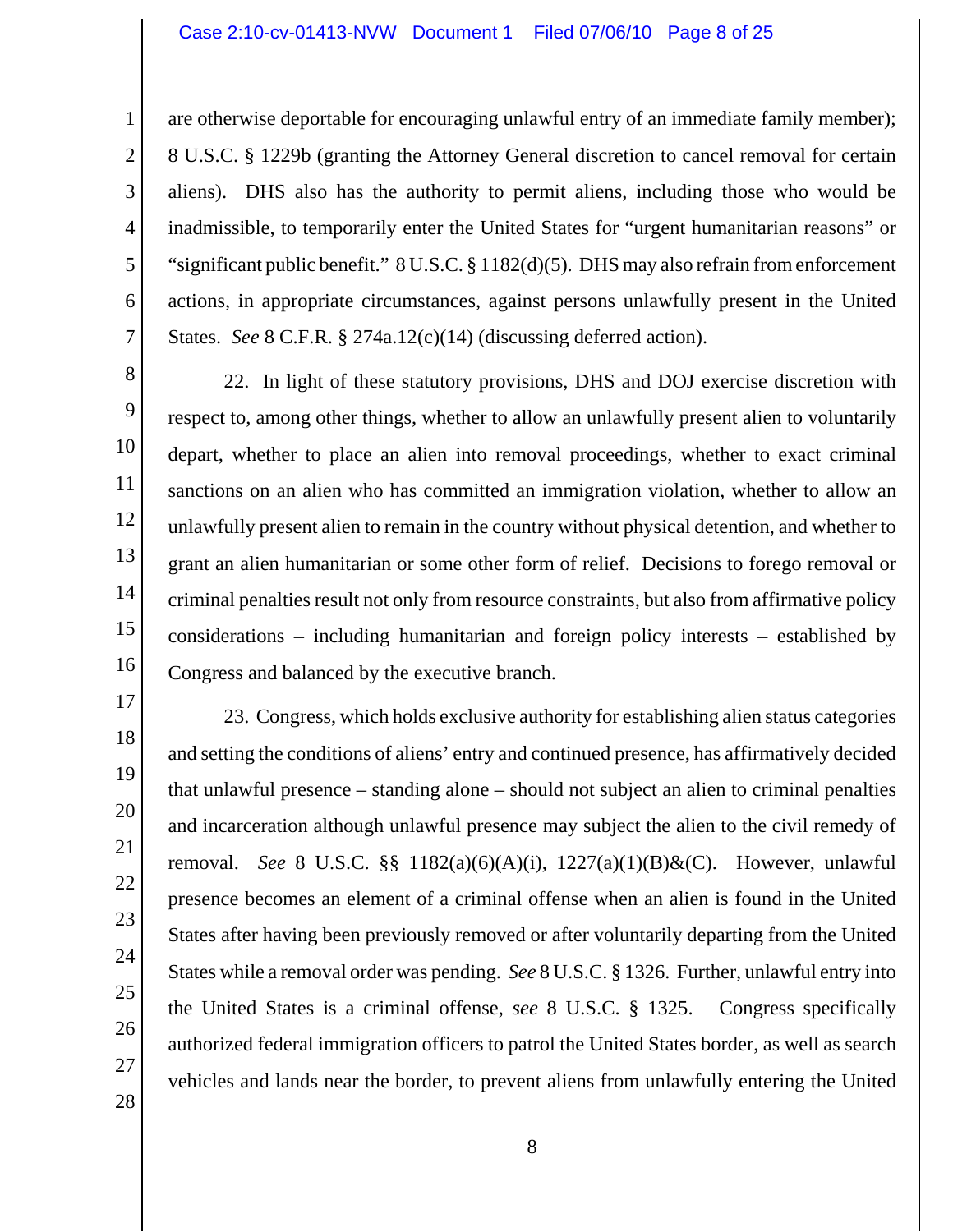are otherwise deportable for encouraging unlawful entry of an immediate family member); 8 U.S.C. § 1229b (granting the Attorney General discretion to cancel removal for certain aliens). DHS also has the authority to permit aliens, including those who would be inadmissible, to temporarily enter the United States for "urgent humanitarian reasons" or "significant public benefit." 8 U.S.C. § 1182(d)(5). DHS may also refrain from enforcement actions, in appropriate circumstances, against persons unlawfully present in the United States. *See* 8 C.F.R. § 274a.12(c)(14) (discussing deferred action).

22. In light of these statutory provisions, DHS and DOJ exercise discretion with respect to, among other things, whether to allow an unlawfully present alien to voluntarily depart, whether to place an alien into removal proceedings, whether to exact criminal sanctions on an alien who has committed an immigration violation, whether to allow an unlawfully present alien to remain in the country without physical detention, and whether to grant an alien humanitarian or some other form of relief. Decisions to forego removal or criminal penalties result not only from resource constraints, but also from affirmative policy considerations – including humanitarian and foreign policy interests – established by Congress and balanced by the executive branch.

23. Congress, which holds exclusive authority for establishing alien status categories and setting the conditions of aliens' entry and continued presence, has affirmatively decided that unlawful presence – standing alone – should not subject an alien to criminal penalties and incarceration although unlawful presence may subject the alien to the civil remedy of removal. *See* 8 U.S.C. §§ 1182(a)(6)(A)(i), 1227(a)(1)(B)&(C). However, unlawful presence becomes an element of a criminal offense when an alien is found in the United States after having been previously removed or after voluntarily departing from the United States while a removal order was pending. *See* 8 U.S.C. § 1326. Further, unlawful entry into the United States is a criminal offense, *see* 8 U.S.C. § 1325. Congress specifically authorized federal immigration officers to patrol the United States border, as well as search vehicles and lands near the border, to prevent aliens from unlawfully entering the United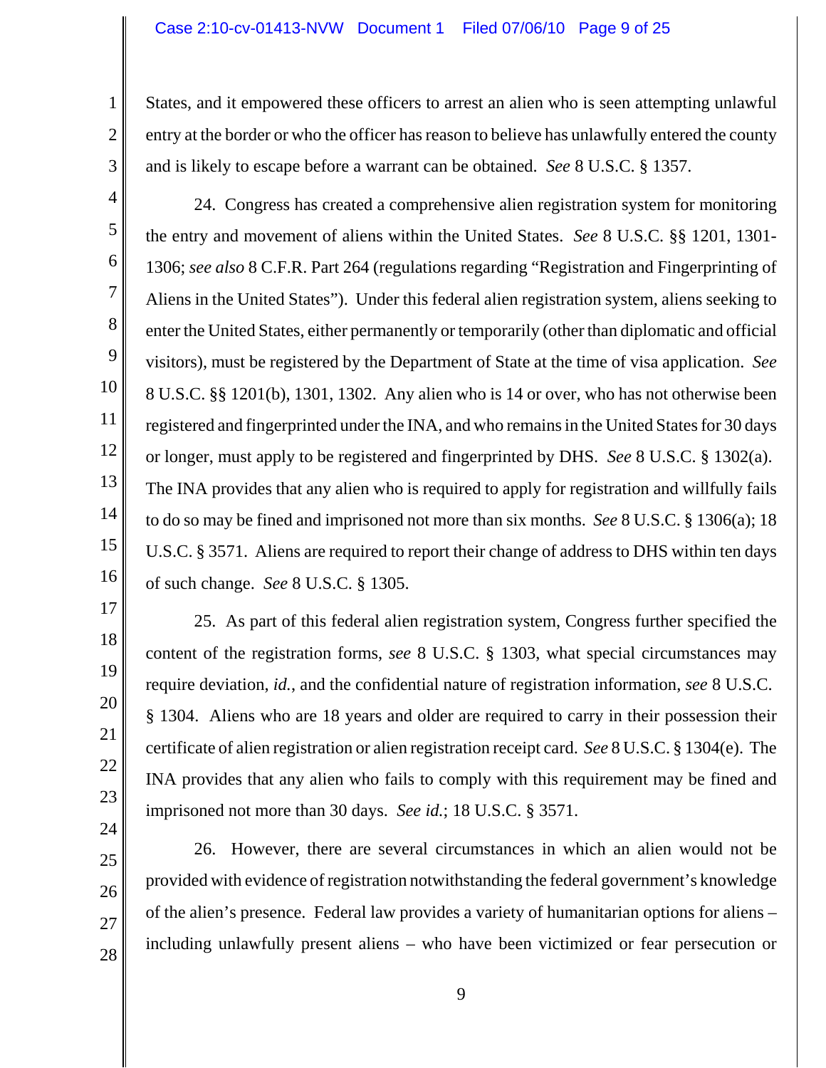States, and it empowered these officers to arrest an alien who is seen attempting unlawful entry at the border or who the officer has reason to believe has unlawfully entered the county and is likely to escape before a warrant can be obtained. *See* 8 U.S.C. § 1357.

24. Congress has created a comprehensive alien registration system for monitoring the entry and movement of aliens within the United States. *See* 8 U.S.C. §§ 1201, 1301-1306; *see also* 8 C.F.R. Part 264 (regulations regarding "Registration and Fingerprinting of Aliens in the United States"). Under this federal alien registration system, aliens seeking to enter the United States, either permanently or temporarily (other than diplomatic and official visitors), must be registered by the Department of State at the time of visa application. *See* 8 U.S.C. §§ 1201(b), 1301, 1302. Any alien who is 14 or over, who has not otherwise been registered and fingerprinted under the INA, and who remains in the United States for 30 days or longer, must apply to be registered and fingerprinted by DHS. *See* 8 U.S.C. § 1302(a). The INA provides that any alien who is required to apply for registration and willfully fails to do so may be fined and imprisoned not more than six months. *See* 8 U.S.C. § 1306(a); 18 U.S.C. § 3571. Aliens are required to report their change of address to DHS within ten days of such change. *See* 8 U.S.C. § 1305.

25. As part of this federal alien registration system, Congress further specified the content of the registration forms, *see* 8 U.S.C. § 1303, what special circumstances may require deviation, *id.*, and the confidential nature of registration information, *see* 8 U.S.C. § 1304. Aliens who are 18 years and older are required to carry in their possession their certificate of alien registration or alien registration receipt card. *See* 8 U.S.C. § 1304(e). The INA provides that any alien who fails to comply with this requirement may be fined and imprisoned not more than 30 days. *See id.*; 18 U.S.C. § 3571.

26. However, there are several circumstances in which an alien would not be provided with evidence of registration notwithstanding the federal government's knowledge of the alien's presence. Federal law provides a variety of humanitarian options for aliens – including unlawfully present aliens – who have been victimized or fear persecution or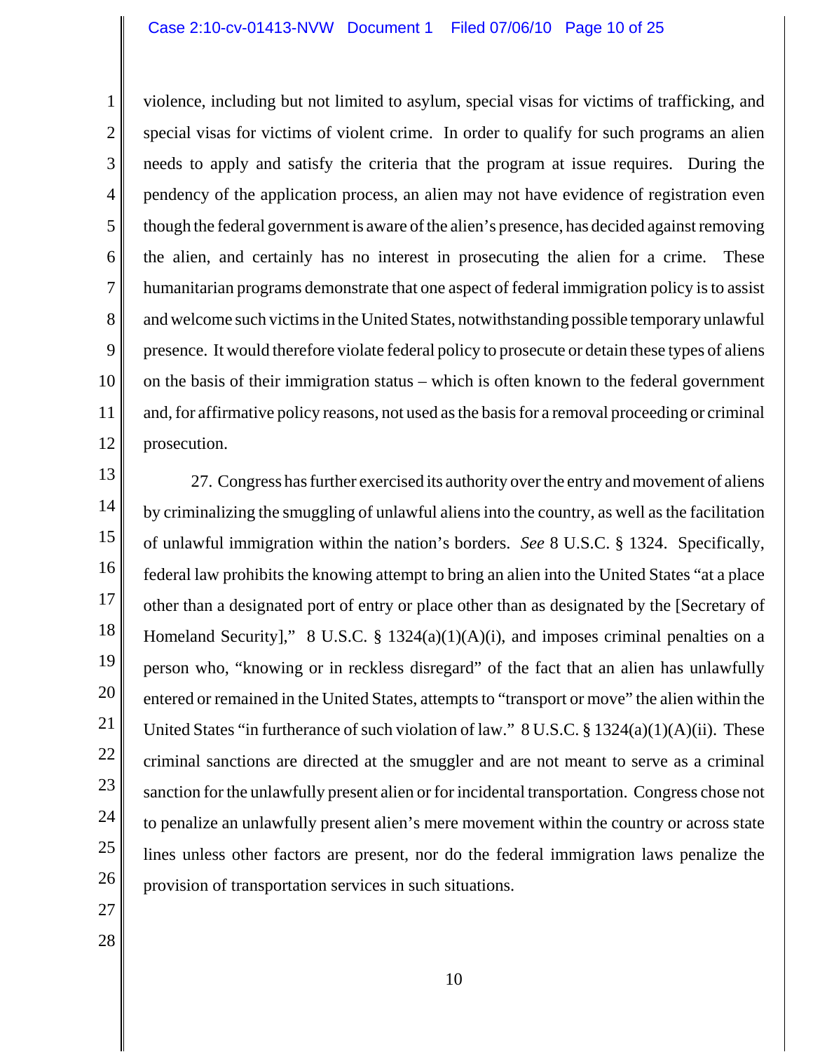violence, including but not limited to asylum, special visas for victims of trafficking, and special visas for victims of violent crime. In order to qualify for such programs an alien needs to apply and satisfy the criteria that the program at issue requires. During the pendency of the application process, an alien may not have evidence of registration even though the federal government is aware of the alien's presence, has decided against removing the alien, and certainly has no interest in prosecuting the alien for a crime. These humanitarian programs demonstrate that one aspect of federal immigration policy is to assist and welcome such victims in the United States, notwithstanding possible temporary unlawful presence. It would therefore violate federal policy to prosecute or detain these types of aliens on the basis of their immigration status – which is often known to the federal government and, for affirmative policy reasons, not used as the basis for a removal proceeding or criminal prosecution.

27. Congress has further exercised its authority over the entry and movement of aliens by criminalizing the smuggling of unlawful aliens into the country, as well as the facilitation of unlawful immigration within the nation's borders. *See* 8 U.S.C. § 1324. Specifically, federal law prohibits the knowing attempt to bring an alien into the United States "at a place other than a designated port of entry or place other than as designated by the [Secretary of Homeland Security]," 8 U.S.C. § 1324(a)(1)(A)(i), and imposes criminal penalties on a person who, "knowing or in reckless disregard" of the fact that an alien has unlawfully entered or remained in the United States, attempts to "transport or move" the alien within the United States "in furtherance of such violation of law." 8 U.S.C. § 1324(a)(1)(A)(ii). These criminal sanctions are directed at the smuggler and are not meant to serve as a criminal sanction for the unlawfully present alien or for incidental transportation. Congress chose not to penalize an unlawfully present alien's mere movement within the country or across state lines unless other factors are present, nor do the federal immigration laws penalize the provision of transportation services in such situations.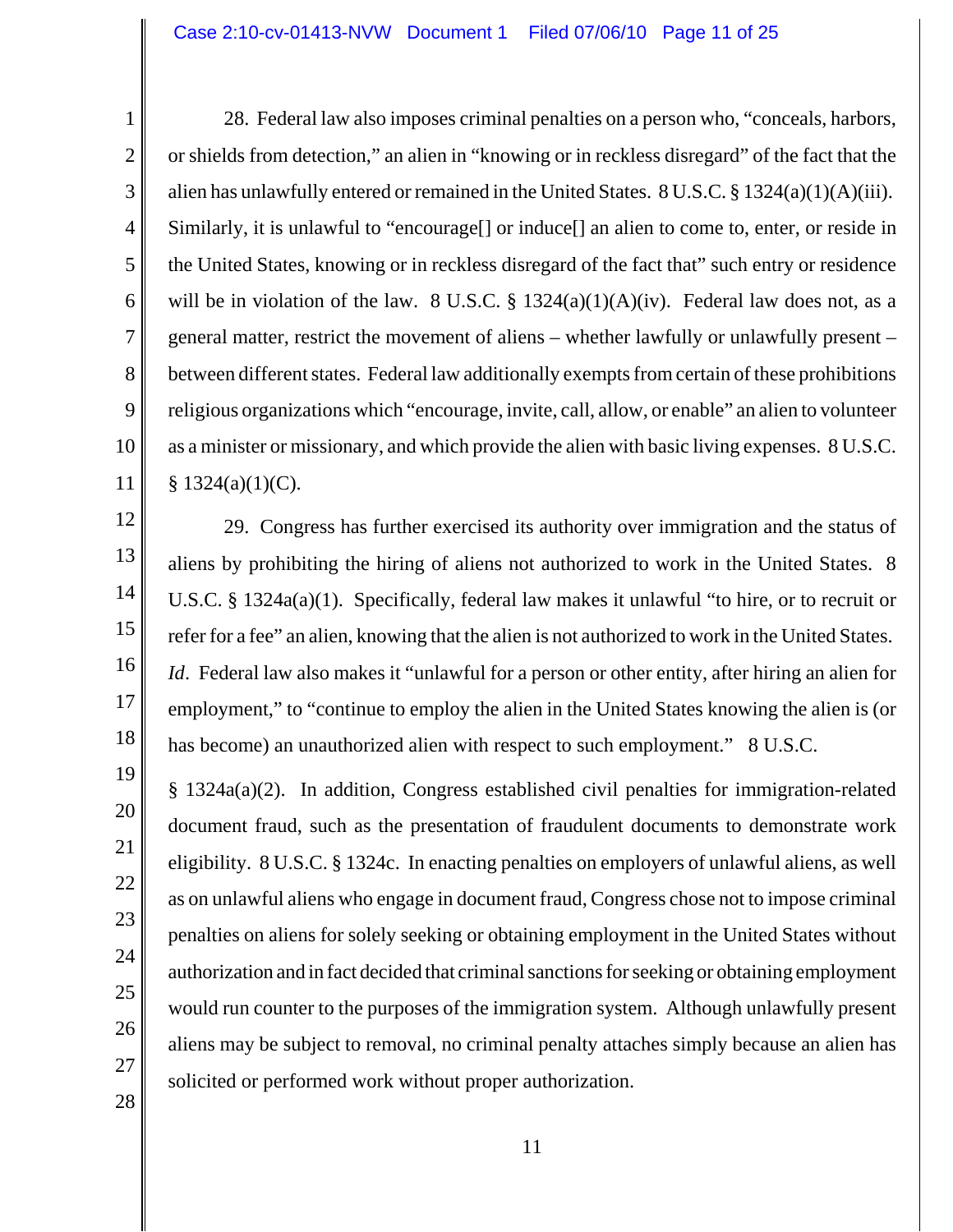28. Federal law also imposes criminal penalties on a person who, "conceals, harbors, or shields from detection," an alien in "knowing or in reckless disregard" of the fact that the alien has unlawfully entered or remained in the United States. 8 U.S.C. § 1324(a)(1)(A)(iii). Similarly, it is unlawful to "encourage[] or induce[] an alien to come to, enter, or reside in the United States, knowing or in reckless disregard of the fact that" such entry or residence will be in violation of the law. 8 U.S.C. § 1324(a)(1)(A)(iv). Federal law does not, as a general matter, restrict the movement of aliens – whether lawfully or unlawfully present – between different states. Federal law additionally exempts from certain of these prohibitions religious organizations which "encourage, invite, call, allow, or enable" an alien to volunteer as a minister or missionary, and which provide the alien with basic living expenses. 8 U.S.C. § 1324(a)(1)(C).

29. Congress has further exercised its authority over immigration and the status of aliens by prohibiting the hiring of aliens not authorized to work in the United States. 8 U.S.C. § 1324a(a)(1). Specifically, federal law makes it unlawful "to hire, or to recruit or refer for a fee" an alien, knowing that the alien is not authorized to work in the United States. *Id*. Federal law also makes it "unlawful for a person or other entity, after hiring an alien for employment," to "continue to employ the alien in the United States knowing the alien is (or has become) an unauthorized alien with respect to such employment." 8 U.S.C. § 1324a(a)(2). In addition, Congress established civil penalties for immigration-related document fraud, such as the presentation of fraudulent documents to demonstrate work eligibility. 8 U.S.C. § 1324c. In enacting penalties on employers of unlawful aliens, as well as on unlawful aliens who engage in document fraud, Congress chose not to impose criminal penalties on aliens for solely seeking or obtaining employment in the United States without authorization and in fact decided that criminal sanctions for seeking or obtaining employment would run counter to the purposes of the immigration system. Although unlawfully present aliens may be subject to removal, no criminal penalty attaches simply because an alien has solicited or performed work without proper authorization.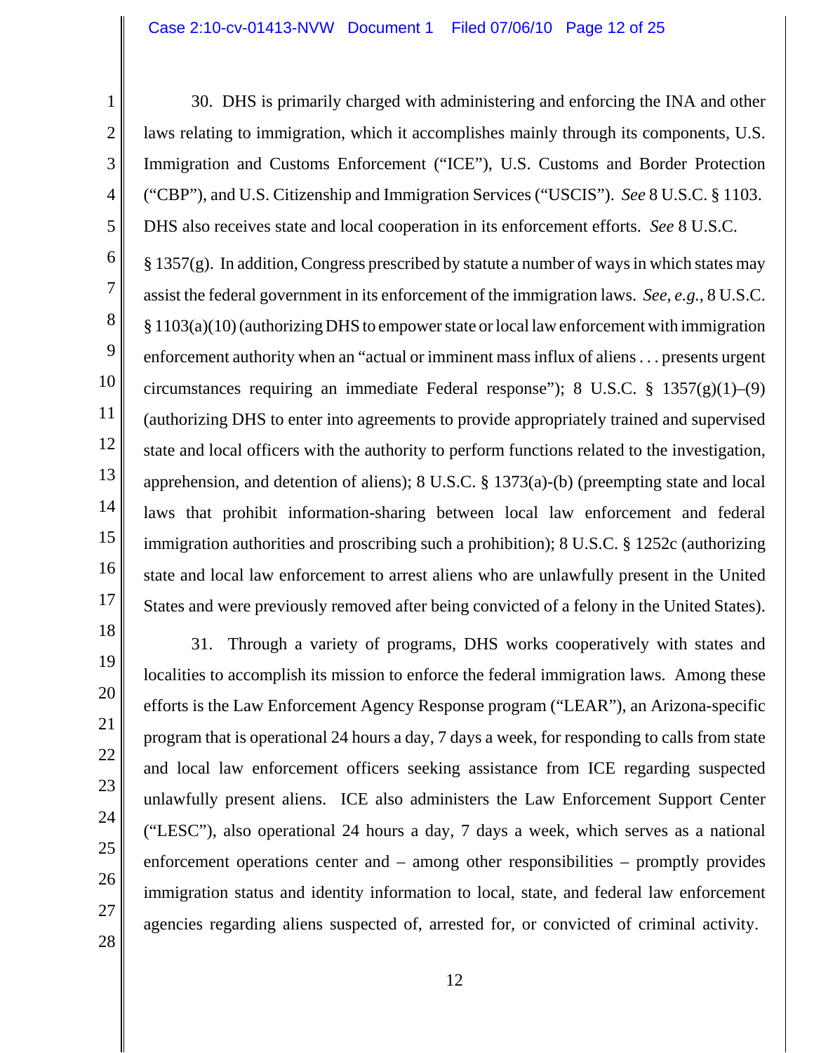30. DHS is primarily charged with administering and enforcing the INA and other laws relating to immigration, which it accomplishes mainly through its components, U.S. Immigration and Customs Enforcement ("ICE"), U.S. Customs and Border Protection ("CBP"), and U.S. Citizenship and Immigration Services ("USCIS"). *See* 8 U.S.C. § 1103. DHS also receives state and local cooperation in its enforcement efforts. *See* 8 U.S.C. § 1357(g). In addition, Congress prescribed by statute a number of ways in which states may assist the federal government in its enforcement of the immigration laws. *See, e.g.*, 8 U.S.C. § 1103(a)(10) (authorizing DHS to empower state or local law enforcement with immigration enforcement authority when an "actual or imminent mass influx of aliens . . . presents urgent circumstances requiring an immediate Federal response"); 8 U.S.C. § 1357(g)(1)–(9) (authorizing DHS to enter into agreements to provide appropriately trained and supervised state and local officers with the authority to perform functions related to the investigation, apprehension, and detention of aliens); 8 U.S.C. § 1373(a)-(b) (preempting state and local laws that prohibit information-sharing between local law enforcement and federal immigration authorities and proscribing such a prohibition); 8 U.S.C. § 1252c (authorizing state and local law enforcement to arrest aliens who are unlawfully present in the United States and were previously removed after being convicted of a felony in the United States).

31. Through a variety of programs, DHS works cooperatively with states and localities to accomplish its mission to enforce the federal immigration laws. Among these efforts is the Law Enforcement Agency Response program ("LEAR"), an Arizona-specific program that is operational 24 hours a day, 7 days a week, for responding to calls from state and local law enforcement officers seeking assistance from ICE regarding suspected unlawfully present aliens. ICE also administers the Law Enforcement Support Center ("LESC"), also operational 24 hours a day, 7 days a week, which serves as a national enforcement operations center and – among other responsibilities – promptly provides immigration status and identity information to local, state, and federal law enforcement agencies regarding aliens suspected of, arrested for, or convicted of criminal activity.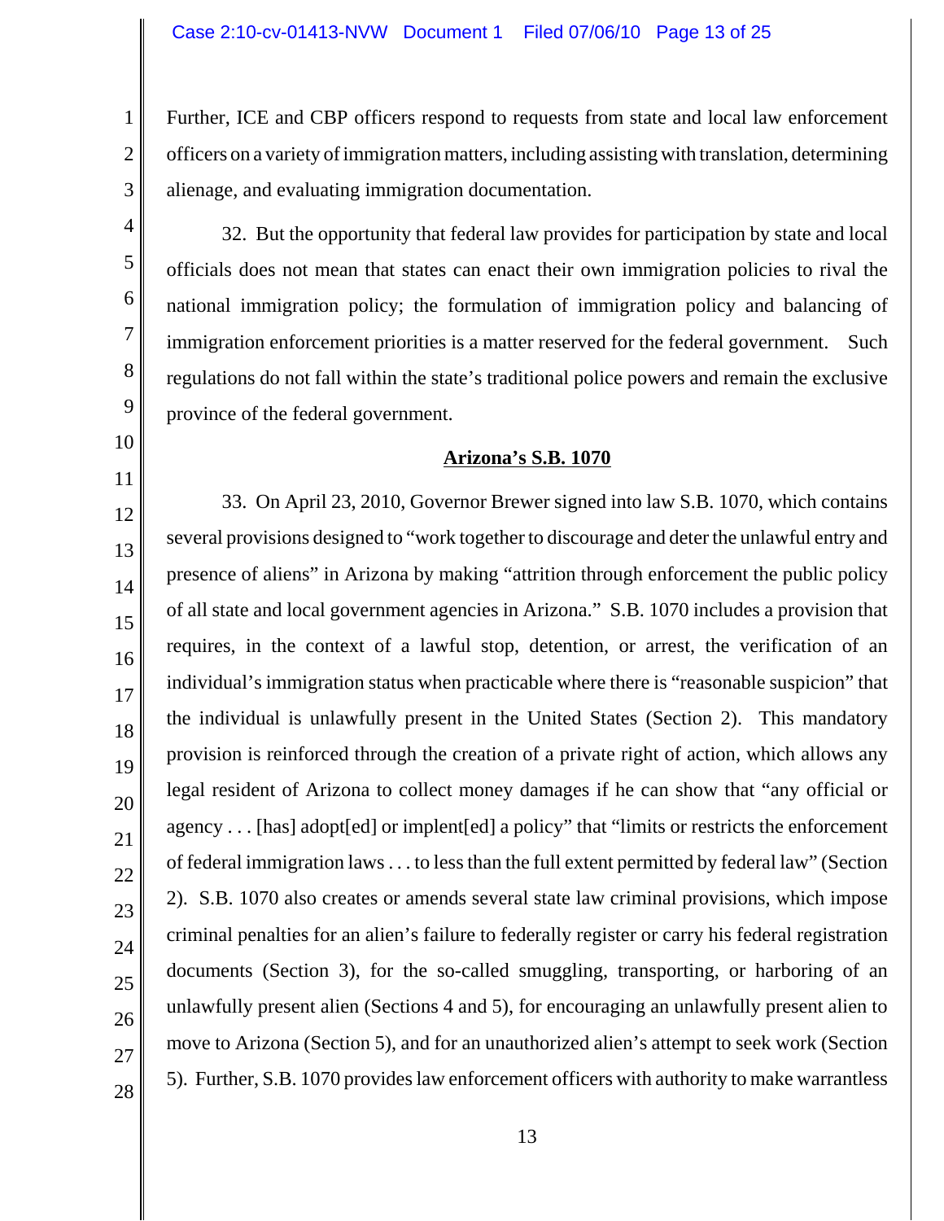Further, ICE and CBP officers respond to requests from state and local law enforcement officers on a variety of immigration matters, including assisting with translation, determining alienage, and evaluating immigration documentation.

32. But the opportunity that federal law provides for participation by state and local officials does not mean that states can enact their own immigration policies to rival the national immigration policy; the formulation of immigration policy and balancing of immigration enforcement priorities is a matter reserved for the federal government. Such regulations do not fall within the state's traditional police powers and remain the exclusive province of the federal government.

**Arizona's S.B. 1070**

33. On April 23, 2010, Governor Brewer signed into law S.B. 1070, which contains several provisions designed to "work together to discourage and deter the unlawful entry and presence of aliens" in Arizona by making "attrition through enforcement the public policy of all state and local government agencies in Arizona." S.B. 1070 includes a provision that requires, in the context of a lawful stop, detention, or arrest, the verification of an individual's immigration status when practicable where there is "reasonable suspicion" that the individual is unlawfully present in the United States (Section 2). This mandatory provision is reinforced through the creation of a private right of action, which allows any legal resident of Arizona to collect money damages if he can show that "any official or agency . . . [has] adopt[ed] or implent[ed] a policy" that "limits or restricts the enforcement of federal immigration laws . . . to less than the full extent permitted by federal law" (Section 2). S.B. 1070 also creates or amends several state law criminal provisions, which impose criminal penalties for an alien's failure to federally register or carry his federal registration documents (Section 3), for the so-called smuggling, transporting, or harboring of an unlawfully present alien (Sections 4 and 5), for encouraging an unlawfully present alien to move to Arizona (Section 5), and for an unauthorized alien's attempt to seek work (Section 5). Further, S.B. 1070 provides law enforcement officers with authority to make warrantless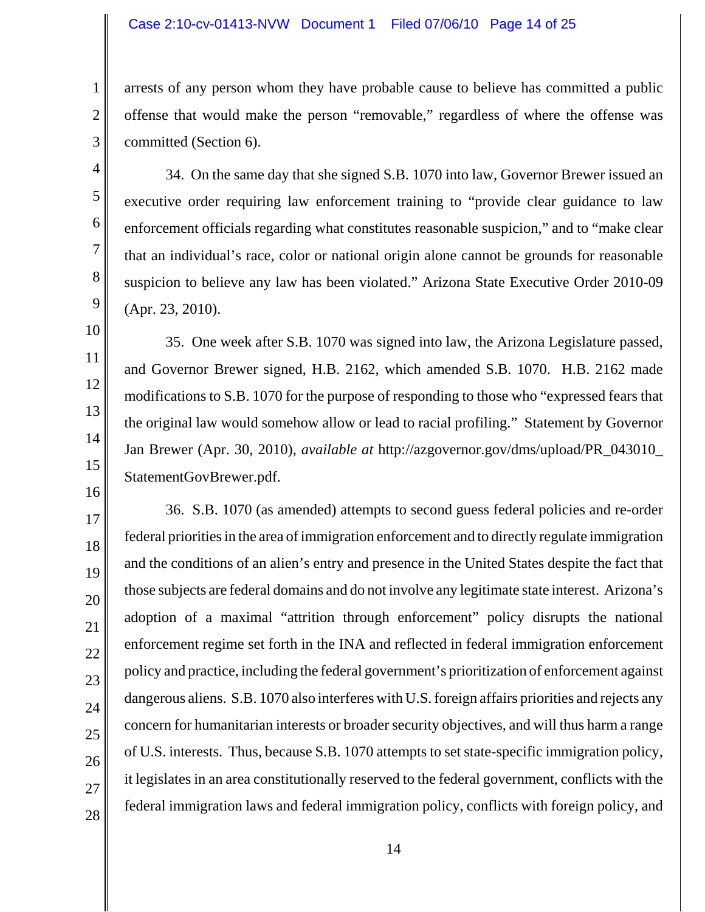arrests of any person whom they have probable cause to believe has committed a public offense that would make the person "removable," regardless of where the offense was committed (Section 6).

34. On the same day that she signed S.B. 1070 into law, Governor Brewer issued an executive order requiring law enforcement training to "provide clear guidance to law enforcement officials regarding what constitutes reasonable suspicion," and to "make clear that an individual's race, color or national origin alone cannot be grounds for reasonable suspicion to believe any law has been violated." Arizona State Executive Order 2010-09 (Apr. 23, 2010).

35. One week after S.B. 1070 was signed into law, the Arizona Legislature passed, and Governor Brewer signed, H.B. 2162, which amended S.B. 1070. H.B. 2162 made modifications to S.B. 1070 for the purpose of responding to those who "expressed fears that the original law would somehow allow or lead to racial profiling." Statement by Governor Jan Brewer (Apr. 30, 2010), *available at* http://azgovernor.gov/dms/upload/PR_043010_StatementGovBrewer.pdf.

36. S.B. 1070 (as amended) attempts to second guess federal policies and re-order federal priorities in the area of immigration enforcement and to directly regulate immigration and the conditions of an alien's entry and presence in the United States despite the fact that those subjects are federal domains and do not involve any legitimate state interest. Arizona's adoption of a maximal "attrition through enforcement" policy disrupts the national enforcement regime set forth in the INA and reflected in federal immigration enforcement policy and practice, including the federal government's prioritization of enforcement against dangerous aliens. S.B. 1070 also interferes with U.S. foreign affairs priorities and rejects any concern for humanitarian interests or broader security objectives, and will thus harm a range of U.S. interests. Thus, because S.B. 1070 attempts to set state-specific immigration policy, it legislates in an area constitutionally reserved to the federal government, conflicts with the federal immigration laws and federal immigration policy, conflicts with foreign policy, and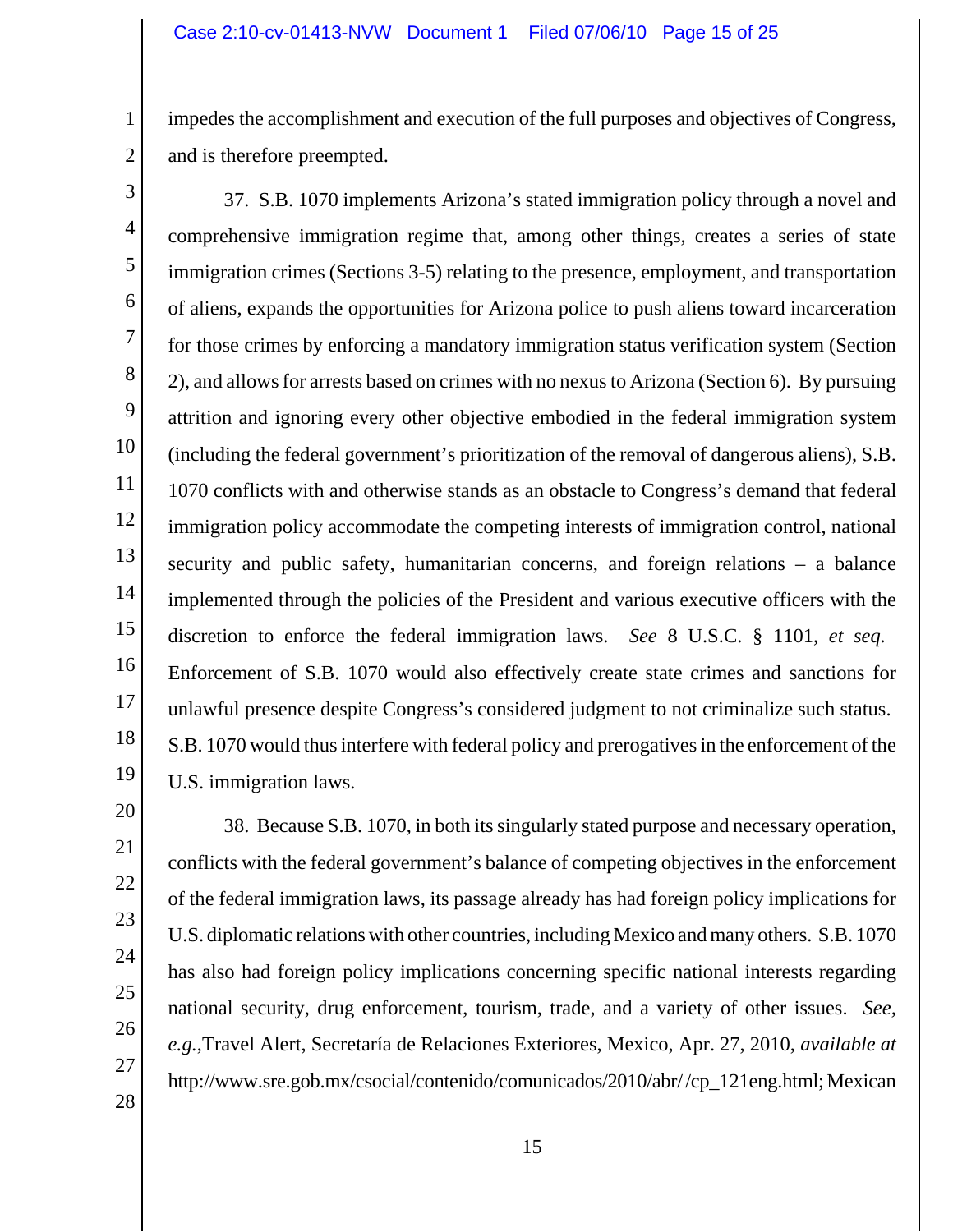impedes the accomplishment and execution of the full purposes and objectives of Congress, and is therefore preempted.

37. S.B. 1070 implements Arizona's stated immigration policy through a novel and comprehensive immigration regime that, among other things, creates a series of state immigration crimes (Sections 3-5) relating to the presence, employment, and transportation of aliens, expands the opportunities for Arizona police to push aliens toward incarceration for those crimes by enforcing a mandatory immigration status verification system (Section 2), and allows for arrests based on crimes with no nexus to Arizona (Section 6). By pursuing attrition and ignoring every other objective embodied in the federal immigration system (including the federal government's prioritization of the removal of dangerous aliens), S.B. 1070 conflicts with and otherwise stands as an obstacle to Congress's demand that federal immigration policy accommodate the competing interests of immigration control, national security and public safety, humanitarian concerns, and foreign relations – a balance implemented through the policies of the President and various executive officers with the discretion to enforce the federal immigration laws. *See* 8 U.S.C. § 1101, *et seq.* Enforcement of S.B. 1070 would also effectively create state crimes and sanctions for unlawful presence despite Congress's considered judgment to not criminalize such status. S.B. 1070 would thus interfere with federal policy and prerogatives in the enforcement of the U.S. immigration laws.

38. Because S.B. 1070, in both its singularly stated purpose and necessary operation, conflicts with the federal government's balance of competing objectives in the enforcement of the federal immigration laws, its passage already has had foreign policy implications for U.S. diplomatic relations with other countries, including Mexico and many others. S.B. 1070 has also had foreign policy implications concerning specific national interests regarding national security, drug enforcement, tourism, trade, and a variety of other issues. *See, e.g.*,Travel Alert, Secretaría de Relaciones Exteriores, Mexico, Apr. 27, 2010, *available at* http://www.sre.gob.mx/csocial/contenido/comunicados/2010/abr//cp_121eng.html; Mexican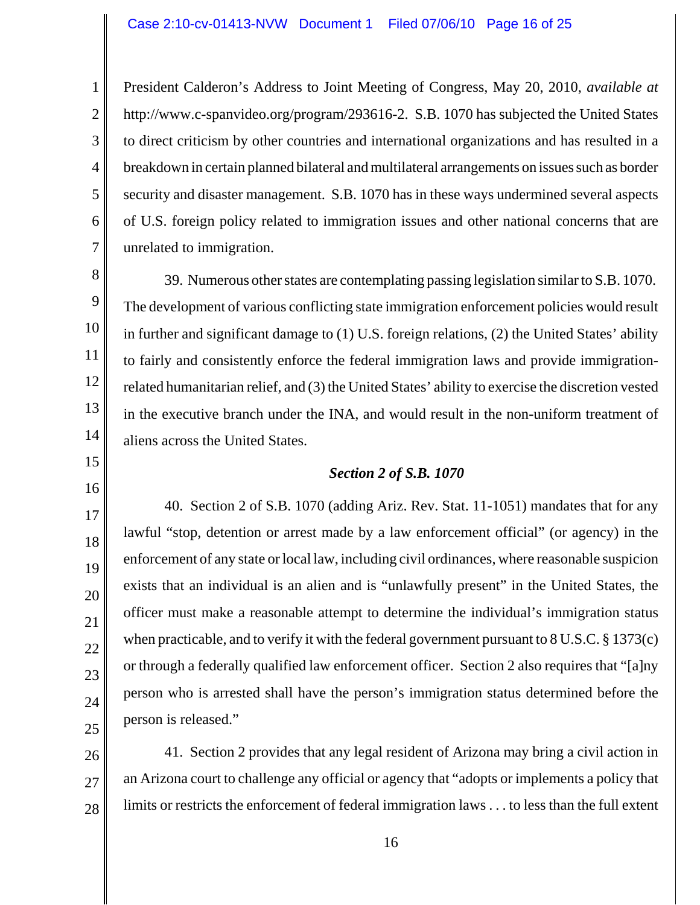President Calderon's Address to Joint Meeting of Congress, May 20, 2010, *available at* http://www.c-spanvideo.org/program/293616-2. S.B. 1070 has subjected the United States to direct criticism by other countries and international organizations and has resulted in a breakdown in certain planned bilateral and multilateral arrangements on issues such as border security and disaster management. S.B. 1070 has in these ways undermined several aspects of U.S. foreign policy related to immigration issues and other national concerns that are unrelated to immigration.

39. Numerous other states are contemplating passing legislation similar to S.B. 1070. The development of various conflicting state immigration enforcement policies would result in further and significant damage to (1) U.S. foreign relations, (2) the United States' ability to fairly and consistently enforce the federal immigration laws and provide immigration-related humanitarian relief, and (3) the United States' ability to exercise the discretion vested in the executive branch under the INA, and would result in the non-uniform treatment of aliens across the United States.

***Section 2 of S.B. 1070***

40. Section 2 of S.B. 1070 (adding Ariz. Rev. Stat. 11-1051) mandates that for any lawful "stop, detention or arrest made by a law enforcement official" (or agency) in the enforcement of any state or local law, including civil ordinances, where reasonable suspicion exists that an individual is an alien and is "unlawfully present" in the United States, the officer must make a reasonable attempt to determine the individual's immigration status when practicable, and to verify it with the federal government pursuant to 8 U.S.C. § 1373(c) or through a federally qualified law enforcement officer. Section 2 also requires that "[a]ny person who is arrested shall have the person's immigration status determined before the person is released."

41. Section 2 provides that any legal resident of Arizona may bring a civil action in an Arizona court to challenge any official or agency that "adopts or implements a policy that limits or restricts the enforcement of federal immigration laws . . . to less than the full extent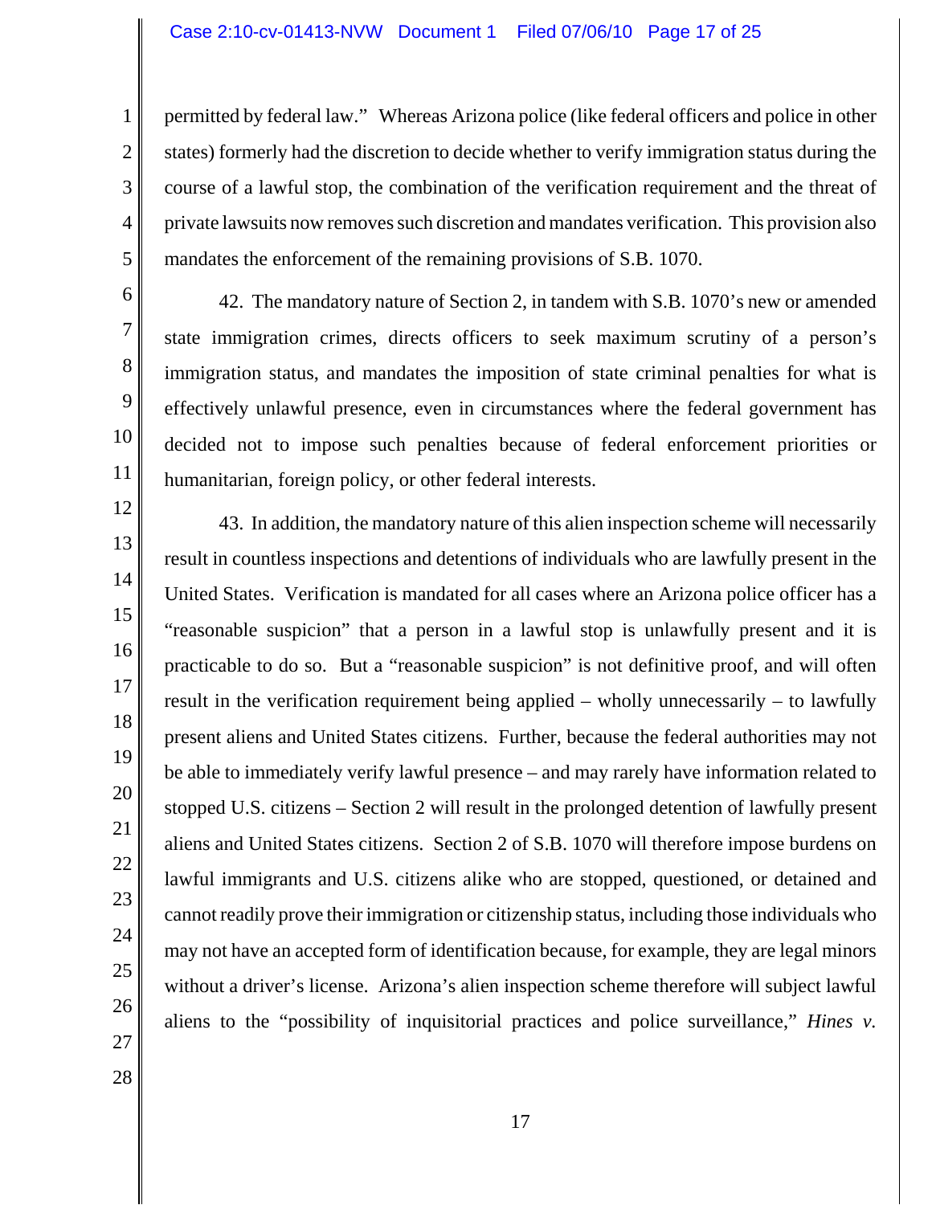permitted by federal law." Whereas Arizona police (like federal officers and police in other states) formerly had the discretion to decide whether to verify immigration status during the course of a lawful stop, the combination of the verification requirement and the threat of private lawsuits now removes such discretion and mandates verification. This provision also mandates the enforcement of the remaining provisions of S.B. 1070.

42. The mandatory nature of Section 2, in tandem with S.B. 1070's new or amended state immigration crimes, directs officers to seek maximum scrutiny of a person's immigration status, and mandates the imposition of state criminal penalties for what is effectively unlawful presence, even in circumstances where the federal government has decided not to impose such penalties because of federal enforcement priorities or humanitarian, foreign policy, or other federal interests.

43. In addition, the mandatory nature of this alien inspection scheme will necessarily result in countless inspections and detentions of individuals who are lawfully present in the United States. Verification is mandated for all cases where an Arizona police officer has a "reasonable suspicion" that a person in a lawful stop is unlawfully present and it is practicable to do so. But a "reasonable suspicion" is not definitive proof, and will often result in the verification requirement being applied – wholly unnecessarily – to lawfully present aliens and United States citizens. Further, because the federal authorities may not be able to immediately verify lawful presence – and may rarely have information related to stopped U.S. citizens – Section 2 will result in the prolonged detention of lawfully present aliens and United States citizens. Section 2 of S.B. 1070 will therefore impose burdens on lawful immigrants and U.S. citizens alike who are stopped, questioned, or detained and cannot readily prove their immigration or citizenship status, including those individuals who may not have an accepted form of identification because, for example, they are legal minors without a driver's license. Arizona's alien inspection scheme therefore will subject lawful aliens to the "possibility of inquisitorial practices and police surveillance," *Hines v.*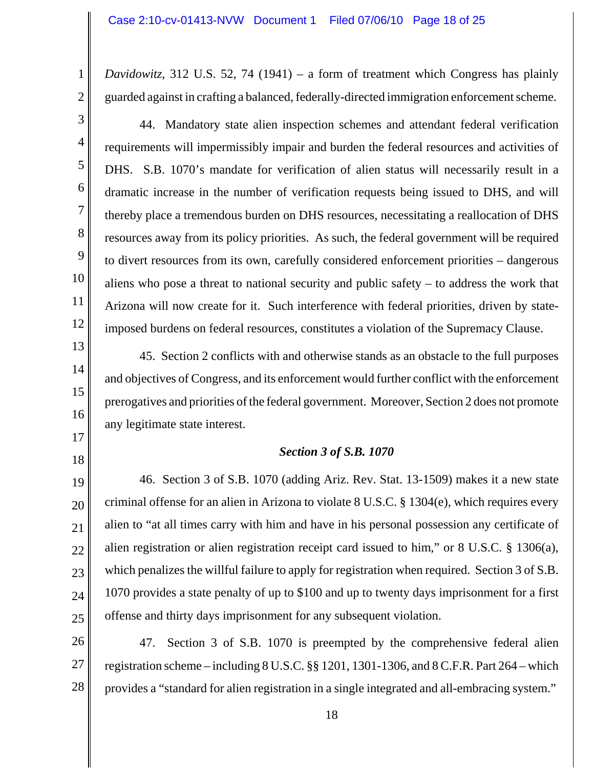*Davidowitz*, 312 U.S. 52, 74 (1941) – a form of treatment which Congress has plainly guarded against in crafting a balanced, federally-directed immigration enforcement scheme.

44. Mandatory state alien inspection schemes and attendant federal verification requirements will impermissibly impair and burden the federal resources and activities of DHS. S.B. 1070's mandate for verification of alien status will necessarily result in a dramatic increase in the number of verification requests being issued to DHS, and will thereby place a tremendous burden on DHS resources, necessitating a reallocation of DHS resources away from its policy priorities. As such, the federal government will be required to divert resources from its own, carefully considered enforcement priorities – dangerous aliens who pose a threat to national security and public safety – to address the work that Arizona will now create for it. Such interference with federal priorities, driven by state-imposed burdens on federal resources, constitutes a violation of the Supremacy Clause.

45. Section 2 conflicts with and otherwise stands as an obstacle to the full purposes and objectives of Congress, and its enforcement would further conflict with the enforcement prerogatives and priorities of the federal government. Moreover, Section 2 does not promote any legitimate state interest.

### *Section 3 of S.B. 1070*

46. Section 3 of S.B. 1070 (adding Ariz. Rev. Stat. 13-1509) makes it a new state criminal offense for an alien in Arizona to violate 8 U.S.C. § 1304(e), which requires every alien to "at all times carry with him and have in his personal possession any certificate of alien registration or alien registration receipt card issued to him," or 8 U.S.C. § 1306(a), which penalizes the willful failure to apply for registration when required. Section 3 of S.B. 1070 provides a state penalty of up to $100 and up to twenty days imprisonment for a first offense and thirty days imprisonment for any subsequent violation.

47. Section 3 of S.B. 1070 is preempted by the comprehensive federal alien registration scheme – including 8 U.S.C. §§ 1201, 1301-1306, and 8 C.F.R. Part 264 – which provides a "standard for alien registration in a single integrated and all-embracing system."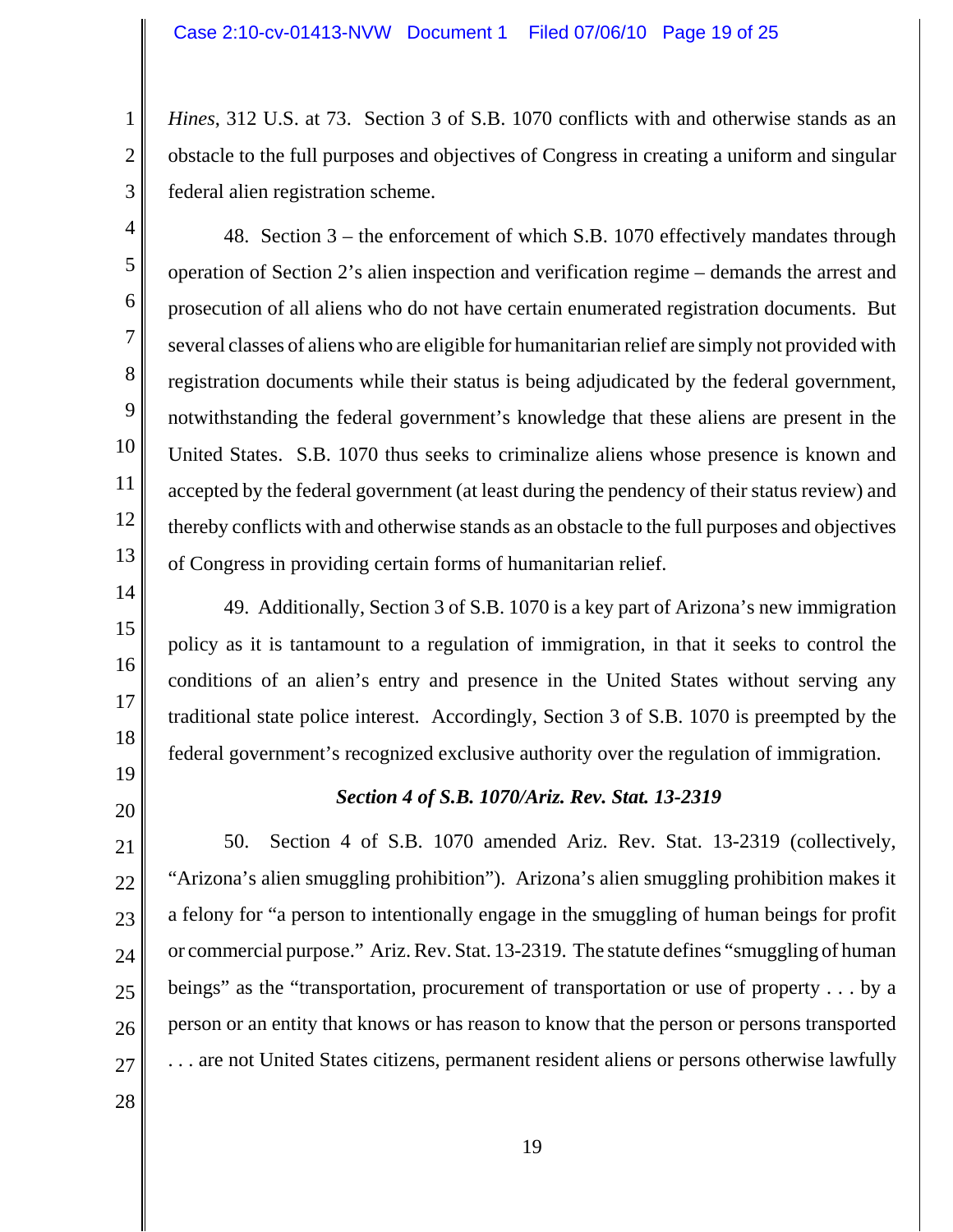*Hines*, 312 U.S. at 73. Section 3 of S.B. 1070 conflicts with and otherwise stands as an obstacle to the full purposes and objectives of Congress in creating a uniform and singular federal alien registration scheme.

48. Section 3 – the enforcement of which S.B. 1070 effectively mandates through operation of Section 2's alien inspection and verification regime – demands the arrest and prosecution of all aliens who do not have certain enumerated registration documents. But several classes of aliens who are eligible for humanitarian relief are simply not provided with registration documents while their status is being adjudicated by the federal government, notwithstanding the federal government's knowledge that these aliens are present in the United States. S.B. 1070 thus seeks to criminalize aliens whose presence is known and accepted by the federal government (at least during the pendency of their status review) and thereby conflicts with and otherwise stands as an obstacle to the full purposes and objectives of Congress in providing certain forms of humanitarian relief.

49. Additionally, Section 3 of S.B. 1070 is a key part of Arizona's new immigration policy as it is tantamount to a regulation of immigration, in that it seeks to control the conditions of an alien's entry and presence in the United States without serving any traditional state police interest. Accordingly, Section 3 of S.B. 1070 is preempted by the federal government's recognized exclusive authority over the regulation of immigration.

***Section 4 of S.B. 1070/Ariz. Rev. Stat. 13-2319***

50. Section 4 of S.B. 1070 amended Ariz. Rev. Stat. 13-2319 (collectively, "Arizona's alien smuggling prohibition"). Arizona's alien smuggling prohibition makes it a felony for "a person to intentionally engage in the smuggling of human beings for profit or commercial purpose." Ariz. Rev. Stat. 13-2319. The statute defines "smuggling of human beings" as the "transportation, procurement of transportation or use of property . . . by a person or an entity that knows or has reason to know that the person or persons transported . . . are not United States citizens, permanent resident aliens or persons otherwise lawfully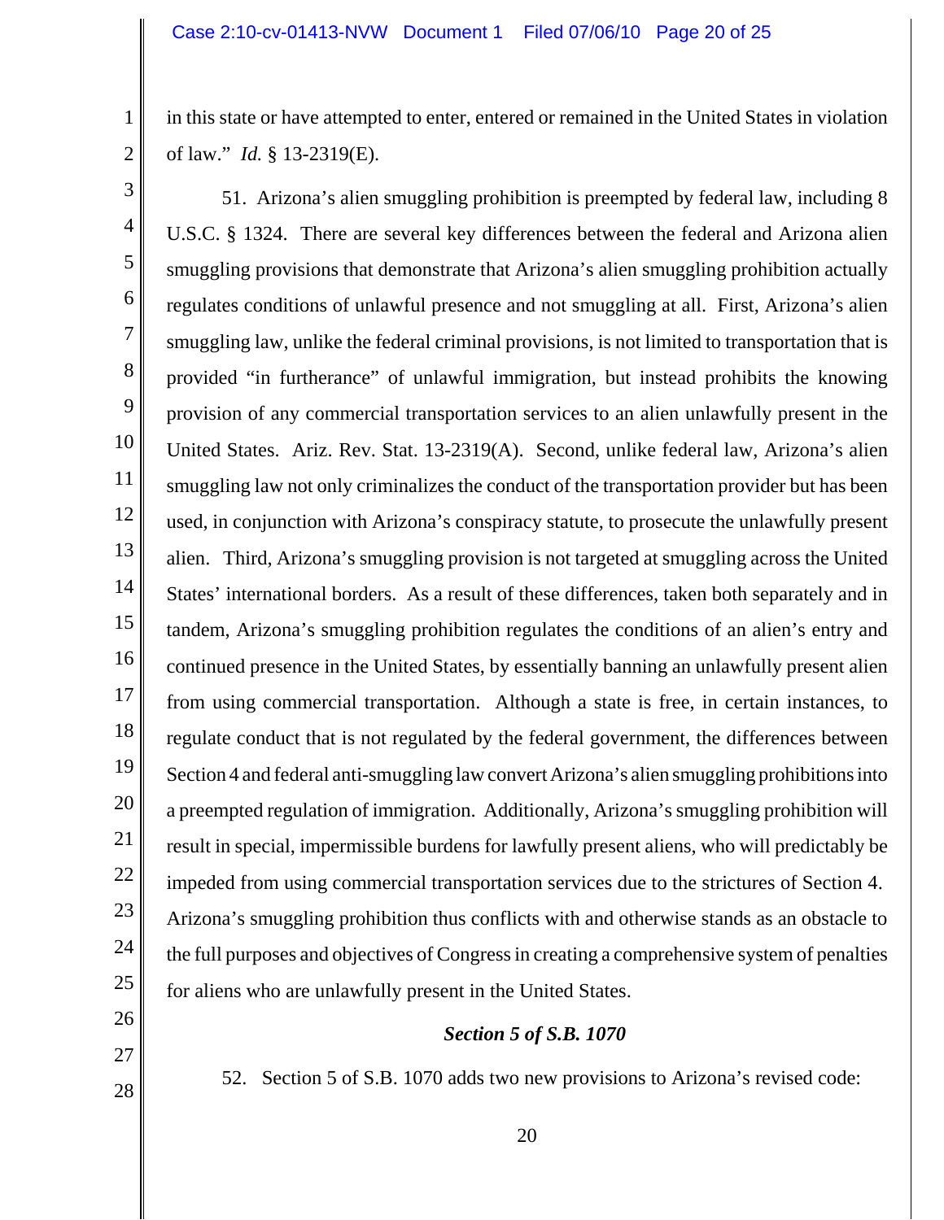in this state or have attempted to enter, entered or remained in the United States in violation of law." *Id.* § 13-2319(E).

51. Arizona's alien smuggling prohibition is preempted by federal law, including 8 U.S.C. § 1324. There are several key differences between the federal and Arizona alien smuggling provisions that demonstrate that Arizona's alien smuggling prohibition actually regulates conditions of unlawful presence and not smuggling at all. First, Arizona's alien smuggling law, unlike the federal criminal provisions, is not limited to transportation that is provided "in furtherance" of unlawful immigration, but instead prohibits the knowing provision of any commercial transportation services to an alien unlawfully present in the United States. Ariz. Rev. Stat. 13-2319(A). Second, unlike federal law, Arizona's alien smuggling law not only criminalizes the conduct of the transportation provider but has been used, in conjunction with Arizona's conspiracy statute, to prosecute the unlawfully present alien. Third, Arizona's smuggling provision is not targeted at smuggling across the United States' international borders. As a result of these differences, taken both separately and in tandem, Arizona's smuggling prohibition regulates the conditions of an alien's entry and continued presence in the United States, by essentially banning an unlawfully present alien from using commercial transportation. Although a state is free, in certain instances, to regulate conduct that is not regulated by the federal government, the differences between Section 4 and federal anti-smuggling law convert Arizona's alien smuggling prohibitions into a preempted regulation of immigration. Additionally, Arizona's smuggling prohibition will result in special, impermissible burdens for lawfully present aliens, who will predictably be impeded from using commercial transportation services due to the strictures of Section 4. Arizona's smuggling prohibition thus conflicts with and otherwise stands as an obstacle to the full purposes and objectives of Congress in creating a comprehensive system of penalties for aliens who are unlawfully present in the United States.

***Section 5 of S.B. 1070***

52. Section 5 of S.B. 1070 adds two new provisions to Arizona's revised code: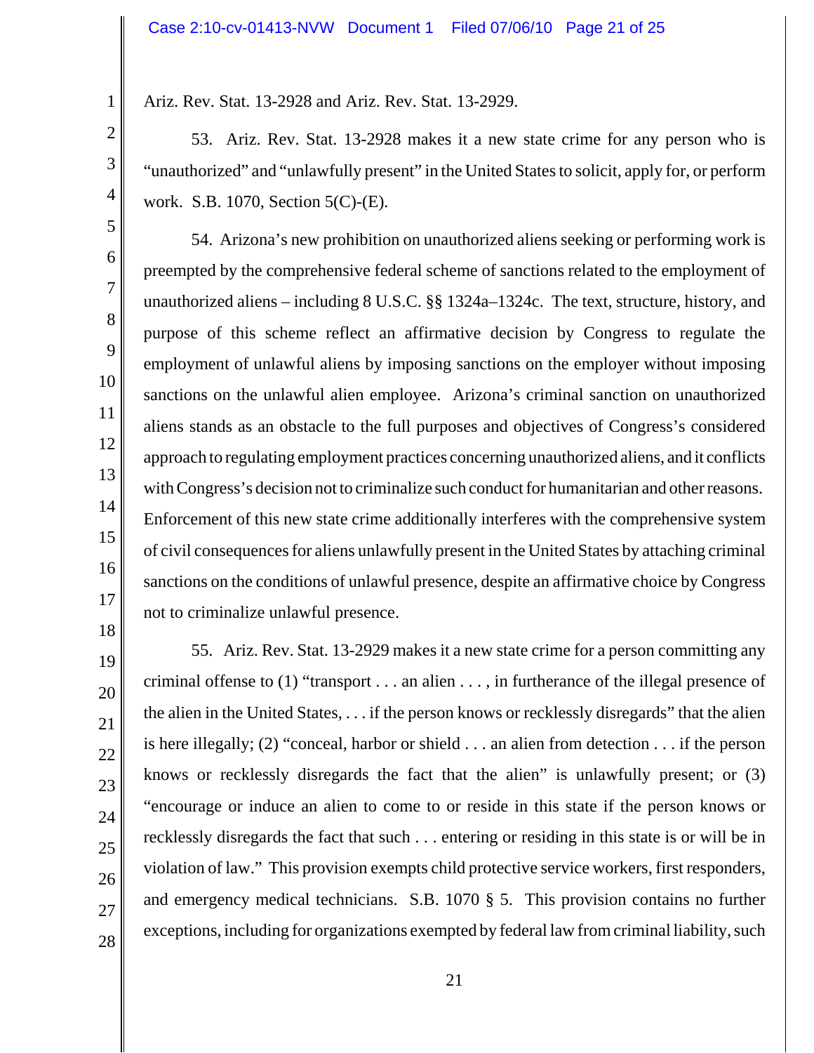Ariz. Rev. Stat. 13-2928 and Ariz. Rev. Stat. 13-2929.

53. Ariz. Rev. Stat. 13-2928 makes it a new state crime for any person who is "unauthorized" and "unlawfully present" in the United States to solicit, apply for, or perform work. S.B. 1070, Section 5(C)-(E).

54. Arizona's new prohibition on unauthorized aliens seeking or performing work is preempted by the comprehensive federal scheme of sanctions related to the employment of unauthorized aliens – including 8 U.S.C. §§ 1324a–1324c. The text, structure, history, and purpose of this scheme reflect an affirmative decision by Congress to regulate the employment of unlawful aliens by imposing sanctions on the employer without imposing sanctions on the unlawful alien employee. Arizona's criminal sanction on unauthorized aliens stands as an obstacle to the full purposes and objectives of Congress's considered approach to regulating employment practices concerning unauthorized aliens, and it conflicts with Congress's decision not to criminalize such conduct for humanitarian and other reasons. Enforcement of this new state crime additionally interferes with the comprehensive system of civil consequences for aliens unlawfully present in the United States by attaching criminal sanctions on the conditions of unlawful presence, despite an affirmative choice by Congress not to criminalize unlawful presence.

55. Ariz. Rev. Stat. 13-2929 makes it a new state crime for a person committing any criminal offense to (1) "transport . . . an alien . . . , in furtherance of the illegal presence of the alien in the United States, . . . if the person knows or recklessly disregards" that the alien is here illegally; (2) "conceal, harbor or shield . . . an alien from detection . . . if the person knows or recklessly disregards the fact that the alien" is unlawfully present; or (3) "encourage or induce an alien to come to or reside in this state if the person knows or recklessly disregards the fact that such . . . entering or residing in this state is or will be in violation of law." This provision exempts child protective service workers, first responders, and emergency medical technicians. S.B. 1070 § 5. This provision contains no further exceptions, including for organizations exempted by federal law from criminal liability, such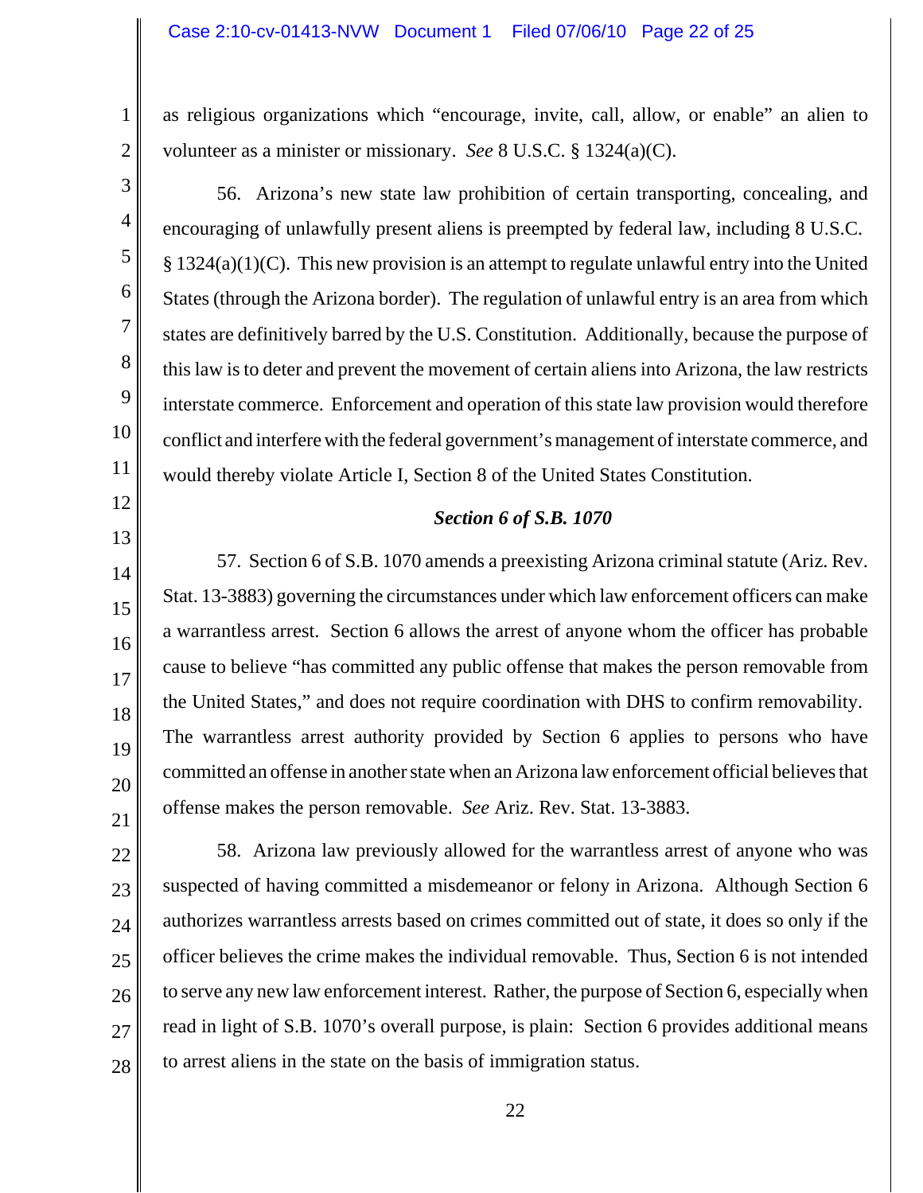as religious organizations which "encourage, invite, call, allow, or enable" an alien to volunteer as a minister or missionary. *See* 8 U.S.C. § 1324(a)(C).

56. Arizona's new state law prohibition of certain transporting, concealing, and encouraging of unlawfully present aliens is preempted by federal law, including 8 U.S.C. § 1324(a)(1)(C). This new provision is an attempt to regulate unlawful entry into the United States (through the Arizona border). The regulation of unlawful entry is an area from which states are definitively barred by the U.S. Constitution. Additionally, because the purpose of this law is to deter and prevent the movement of certain aliens into Arizona, the law restricts interstate commerce. Enforcement and operation of this state law provision would therefore conflict and interfere with the federal government's management of interstate commerce, and would thereby violate Article I, Section 8 of the United States Constitution.

### *Section 6 of S.B. 1070*

57. Section 6 of S.B. 1070 amends a preexisting Arizona criminal statute (Ariz. Rev. Stat. 13-3883) governing the circumstances under which law enforcement officers can make a warrantless arrest. Section 6 allows the arrest of anyone whom the officer has probable cause to believe "has committed any public offense that makes the person removable from the United States," and does not require coordination with DHS to confirm removability. The warrantless arrest authority provided by Section 6 applies to persons who have committed an offense in another state when an Arizona law enforcement official believes that offense makes the person removable. *See* Ariz. Rev. Stat. 13-3883.

58. Arizona law previously allowed for the warrantless arrest of anyone who was suspected of having committed a misdemeanor or felony in Arizona. Although Section 6 authorizes warrantless arrests based on crimes committed out of state, it does so only if the officer believes the crime makes the individual removable. Thus, Section 6 is not intended to serve any new law enforcement interest. Rather, the purpose of Section 6, especially when read in light of S.B. 1070's overall purpose, is plain: Section 6 provides additional means to arrest aliens in the state on the basis of immigration status.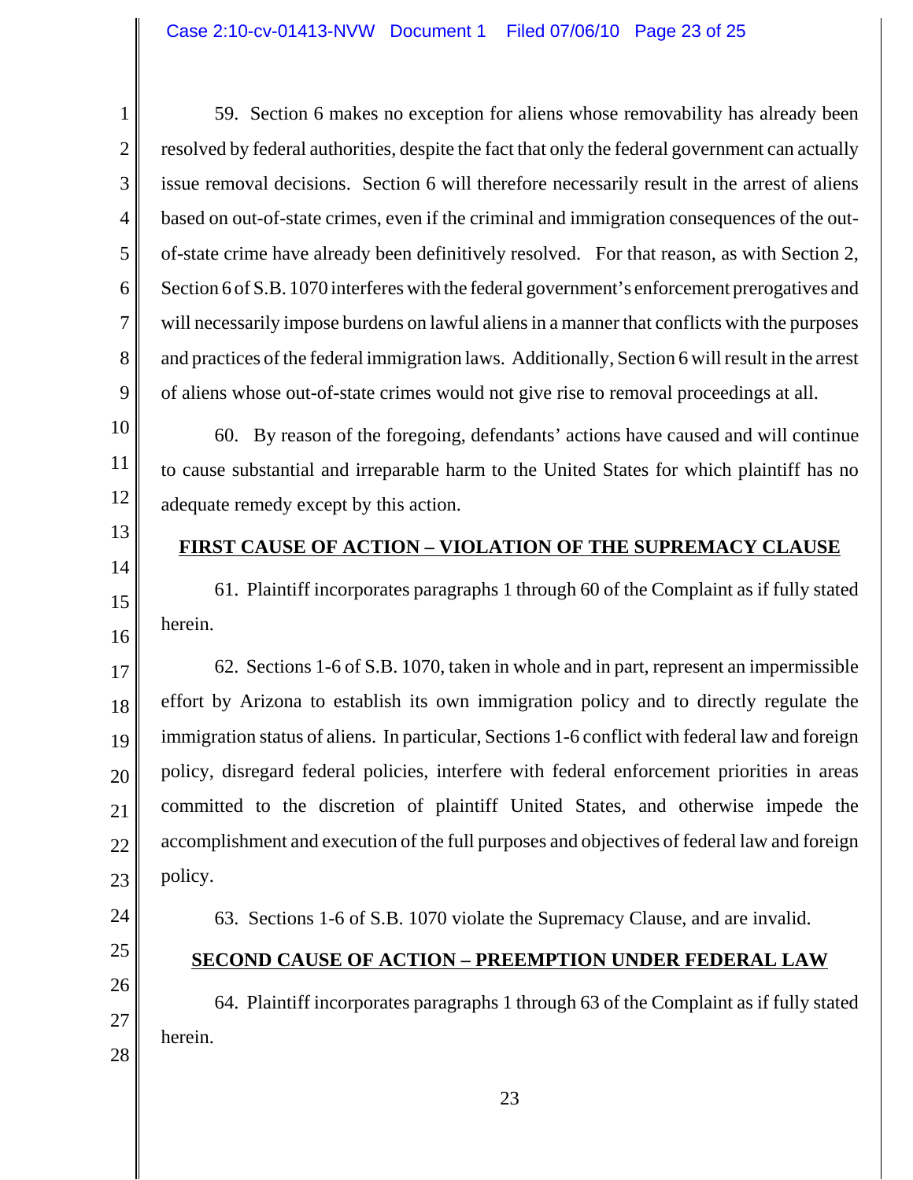59. Section 6 makes no exception for aliens whose removability has already been resolved by federal authorities, despite the fact that only the federal government can actually issue removal decisions. Section 6 will therefore necessarily result in the arrest of aliens based on out-of-state crimes, even if the criminal and immigration consequences of the out-of-state crime have already been definitively resolved. For that reason, as with Section 2, Section 6 of S.B. 1070 interferes with the federal government's enforcement prerogatives and will necessarily impose burdens on lawful aliens in a manner that conflicts with the purposes and practices of the federal immigration laws. Additionally, Section 6 will result in the arrest of aliens whose out-of-state crimes would not give rise to removal proceedings at all.

60. By reason of the foregoing, defendants' actions have caused and will continue to cause substantial and irreparable harm to the United States for which plaintiff has no adequate remedy except by this action.

**FIRST CAUSE OF ACTION – VIOLATION OF THE SUPREMACY CLAUSE**

61. Plaintiff incorporates paragraphs 1 through 60 of the Complaint as if fully stated herein.

62. Sections 1-6 of S.B. 1070, taken in whole and in part, represent an impermissible effort by Arizona to establish its own immigration policy and to directly regulate the immigration status of aliens. In particular, Sections 1-6 conflict with federal law and foreign policy, disregard federal policies, interfere with federal enforcement priorities in areas committed to the discretion of plaintiff United States, and otherwise impede the accomplishment and execution of the full purposes and objectives of federal law and foreign policy.

63. Sections 1-6 of S.B. 1070 violate the Supremacy Clause, and are invalid.

**SECOND CAUSE OF ACTION – PREEMPTION UNDER FEDERAL LAW**

64. Plaintiff incorporates paragraphs 1 through 63 of the Complaint as if fully stated herein.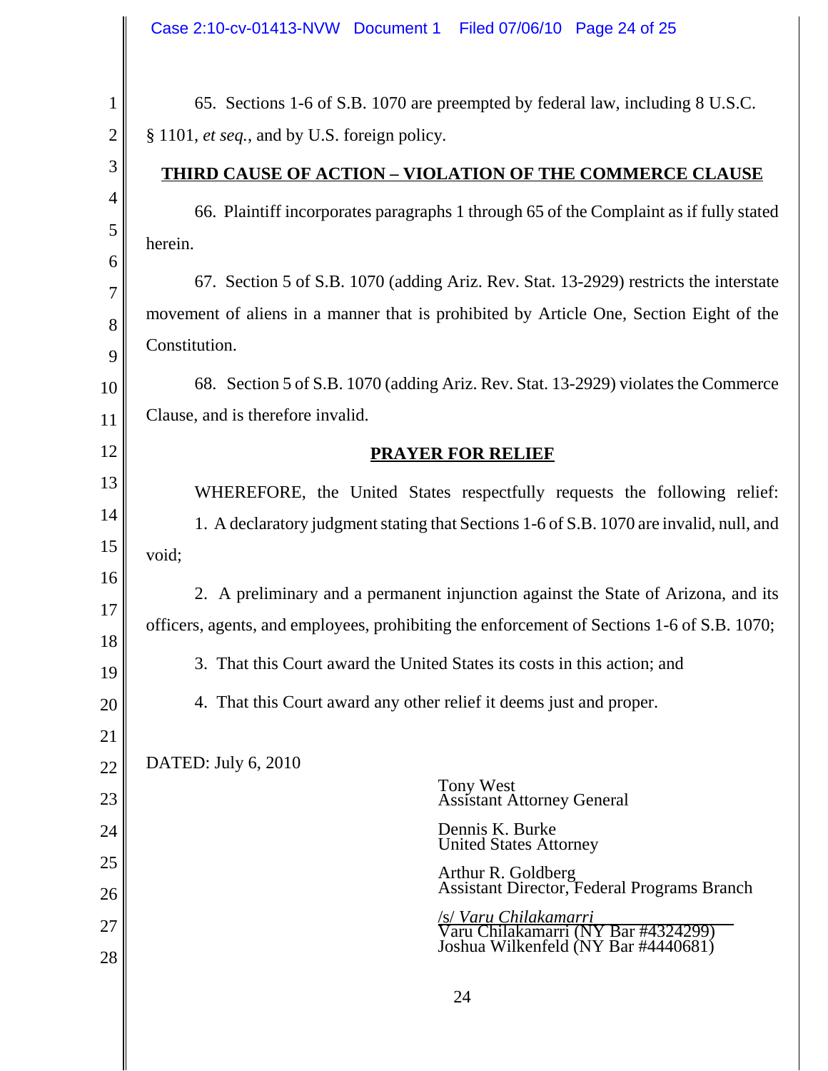65. Sections 1-6 of S.B. 1070 are preempted by federal law, including 8 U.S.C. § 1101, *et seq.*, and by U.S. foreign policy.

**THIRD CAUSE OF ACTION – VIOLATION OF THE COMMERCE CLAUSE**

66. Plaintiff incorporates paragraphs 1 through 65 of the Complaint as if fully stated herein.

67. Section 5 of S.B. 1070 (adding Ariz. Rev. Stat. 13-2929) restricts the interstate movement of aliens in a manner that is prohibited by Article One, Section Eight of the Constitution.

68. Section 5 of S.B. 1070 (adding Ariz. Rev. Stat. 13-2929) violates the Commerce Clause, and is therefore invalid.

**PRAYER FOR RELIEF**

WHEREFORE, the United States respectfully requests the following relief:

1. A declaratory judgment stating that Sections 1-6 of S.B. 1070 are invalid, null, and void;

2. A preliminary and a permanent injunction against the State of Arizona, and its officers, agents, and employees, prohibiting the enforcement of Sections 1-6 of S.B. 1070;

3. That this Court award the United States its costs in this action; and

4. That this Court award any other relief it deems just and proper.

DATED: July 6, 2010

Tony West
Assistant Attorney General

Dennis K. Burke
United States Attorney

Arthur R. Goldberg
Assistant Director, Federal Programs Branch

/s/ *Varu Chilakamarri*
Varu Chilakamarri (NY Bar #4324299)
Joshua Wilkenfeld (NY Bar #4440681)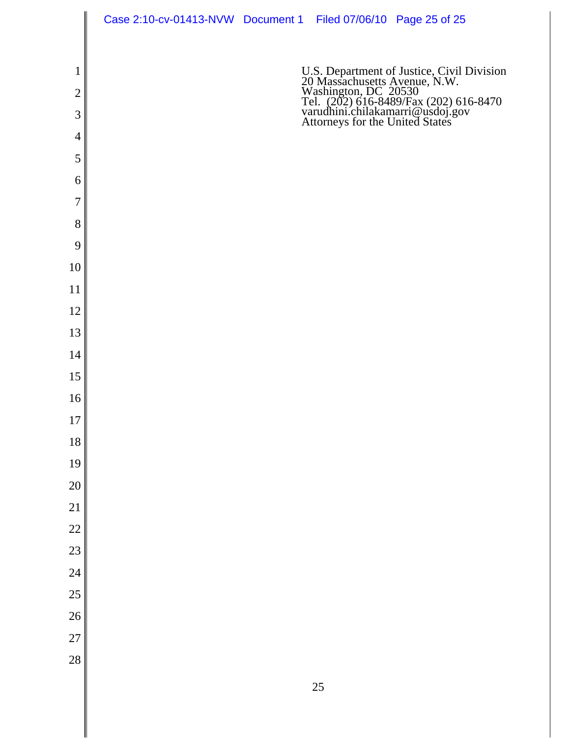U.S. Department of Justice, Civil Division
20 Massachusetts Avenue, N.W.
Washington, DC 20530
Tel. (202) 616-8489/Fax (202) 616-8470
varudhini.chilakamarri@usdoj.gov
Attorneys for the United States